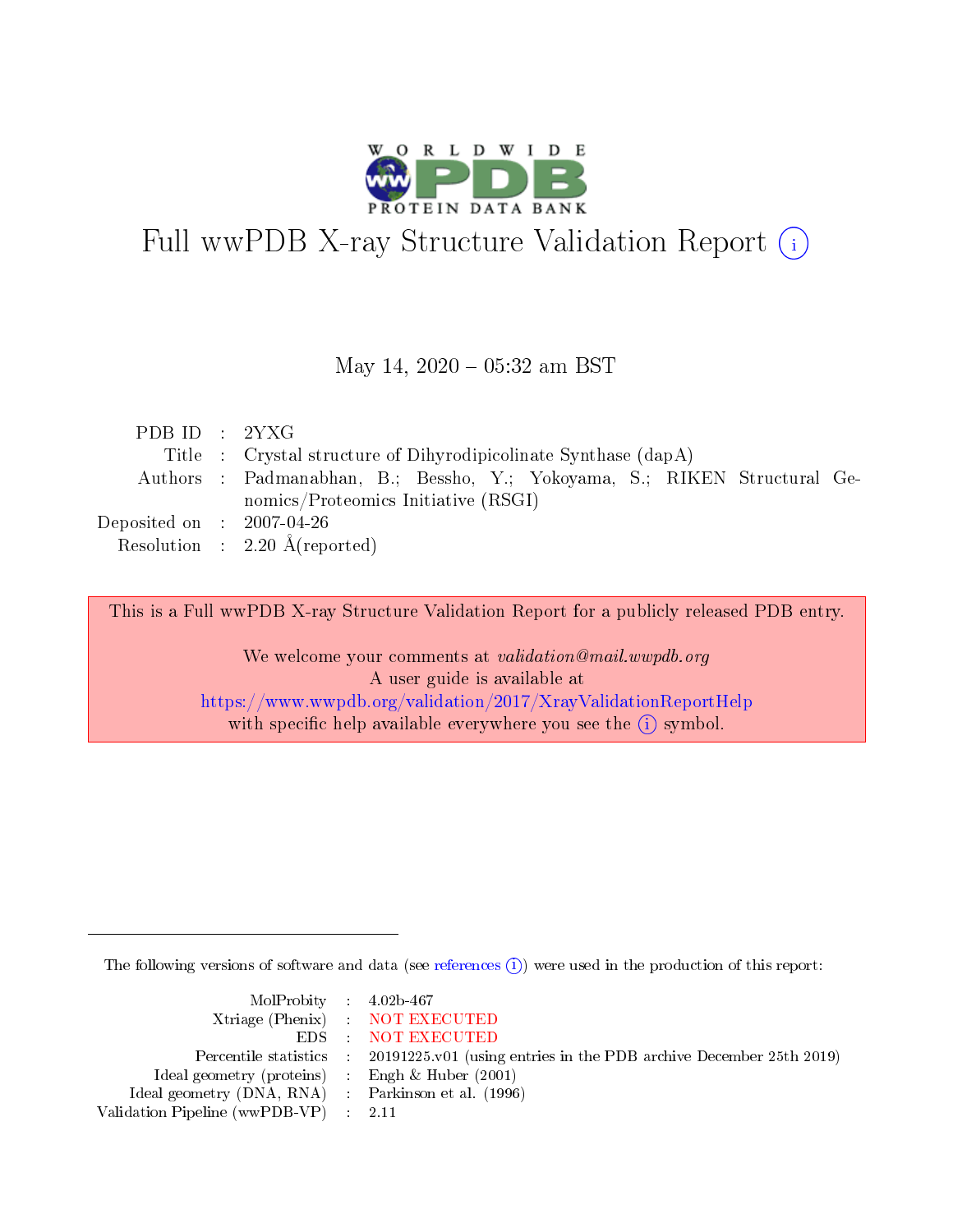# Full wwPDB X-ray Structure Validation Report ⓘ

May 14, 2020 – 05:32 am BST

| | | |
|---|---|---|
| PDB ID | : | 2YXG |
| Title | : | Crystal structure of Dihyrodipicolinate Synthase (dapA) |
| Authors | : | Padmanabhan, B.; Bessho, Y.; Yokoyama, S.; RIKEN Structural Genomics/Proteomics Initiative (RSGI) |
| Deposited on | : | 2007-04-26 |
| Resolution | : | 2.20 Å(reported) |

This is a Full wwPDB X-ray Structure Validation Report for a publicly released PDB entry.

We welcome your comments at *validation@mail.wwpdb.org*
A user guide is available at
https://www.wwpdb.org/validation/2017/XrayValidationReportHelp
with specific help available everywhere you see the ⓘ symbol.

The following versions of software and data (see references ⓘ) were used in the production of this report:

| | | |
|---|---|---|
| MolProbity | : | 4.02b-467 |
| Xtriage (Phenix) | : | NOT EXECUTED |
| EDS | : | NOT EXECUTED |
| Percentile statistics | : | 20191225.v01 (using entries in the PDB archive December 25th 2019) |
| Ideal geometry (proteins) | : | Engh & Huber (2001) |
| Ideal geometry (DNA, RNA) | : | Parkinson et al. (1996) |
| Validation Pipeline (wwPDB-VP) | : | 2.11 |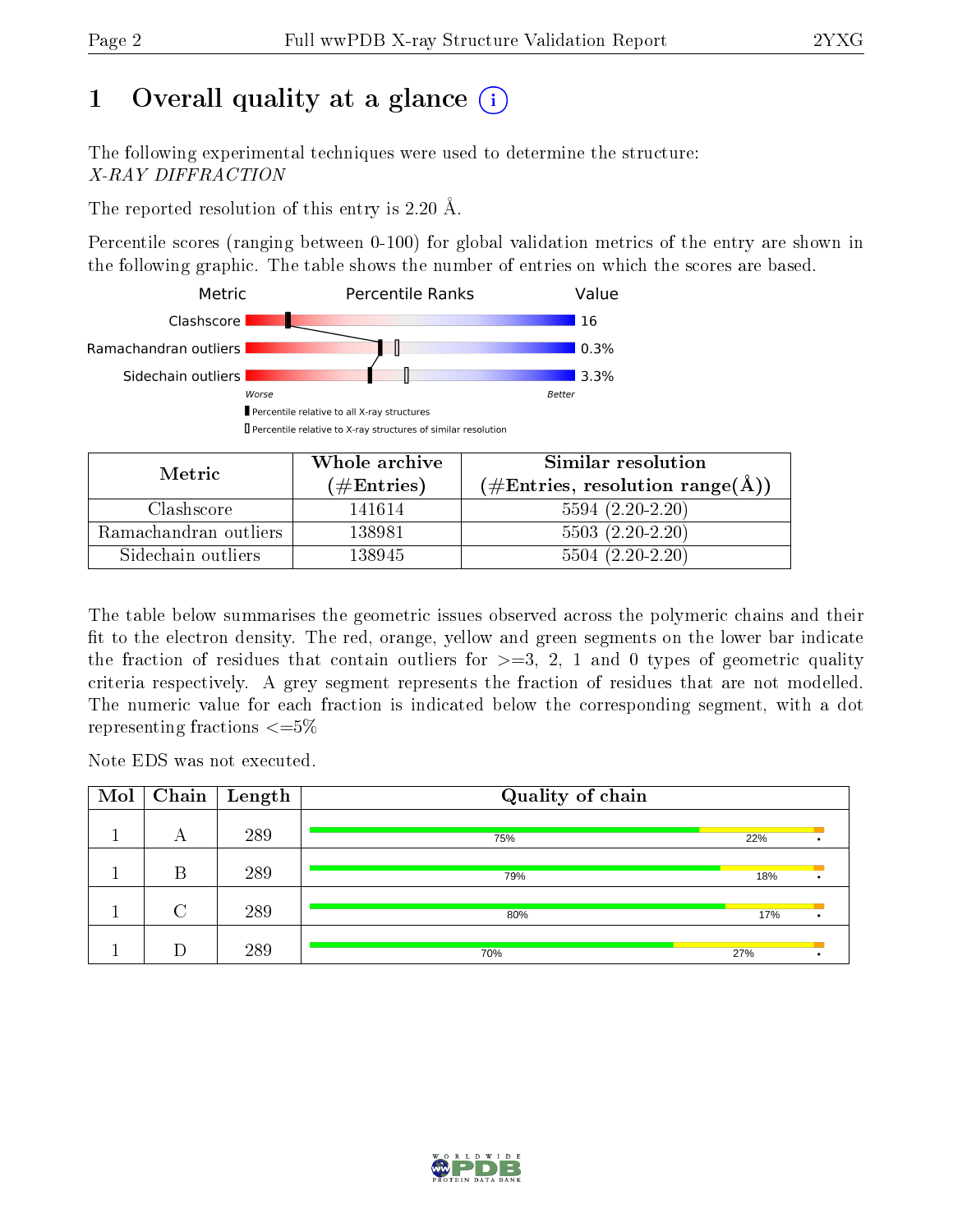# 1 Overall quality at a glance (i)

The following experimental techniques were used to determine the structure:
*X-RAY DIFFRACTION*

The reported resolution of this entry is 2.20 Å.

Percentile scores (ranging between 0-100) for global validation metrics of the entry are shown in the following graphic. The table shows the number of entries on which the scores are based.

| Metric | Percentile Ranks | Value |
|---|---|---|
| Clashscore | | 16 |
| Ramachandran outliers | | 0.3% |
| Sidechain outliers | | 3.3% |

Worse — Better

▮ Percentile relative to all X-ray structures
▯ Percentile relative to X-ray structures of similar resolution

| Metric | Whole archive (#Entries) | Similar resolution (#Entries, resolution range(Å)) |
|---|---|---|
| Clashscore | 141614 | 5594 (2.20-2.20) |
| Ramachandran outliers | 138981 | 5503 (2.20-2.20) |
| Sidechain outliers | 138945 | 5504 (2.20-2.20) |

The table below summarises the geometric issues observed across the polymeric chains and their fit to the electron density. The red, orange, yellow and green segments on the lower bar indicate the fraction of residues that contain outliers for >=3, 2, 1 and 0 types of geometric quality criteria respectively. A grey segment represents the fraction of residues that are not modelled. The numeric value for each fraction is indicated below the corresponding segment, with a dot representing fractions <=5%

Note EDS was not executed.

| Mol | Chain | Length | Quality of chain |
|---|---|---|---|
| 1 | A | 289 | 75% 22% • |
| 1 | B | 289 | 79% 18% • |
| 1 | C | 289 | 80% 17% • |
| 1 | D | 289 | 70% 27% • |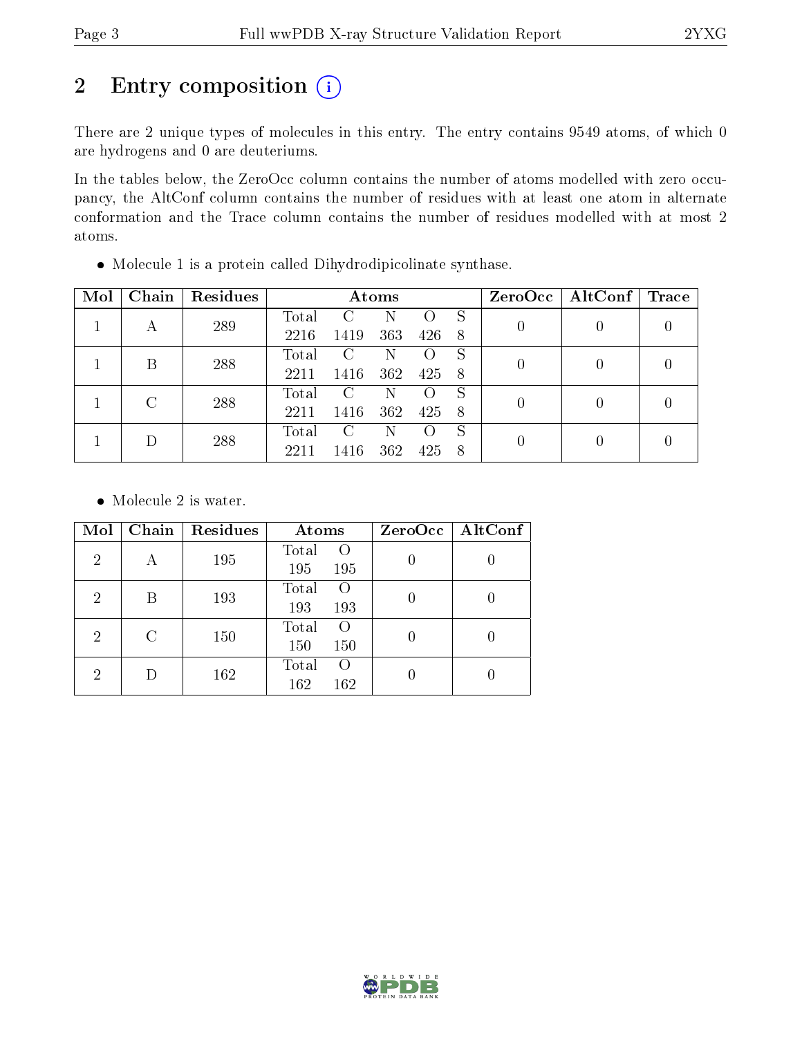## 2 Entry composition (i)

There are 2 unique types of molecules in this entry. The entry contains 9549 atoms, of which 0 are hydrogens and 0 are deuteriums.

In the tables below, the ZeroOcc column contains the number of atoms modelled with zero occupancy, the AltConf column contains the number of residues with at least one atom in alternate conformation and the Trace column contains the number of residues modelled with at most 2 atoms.

- Molecule 1 is a protein called Dihydrodipicolinate synthase.

| Mol | Chain | Residues | Atoms | | | | | ZeroOcc | AltConf | Trace |
|---|---|---|---|---|---|---|---|---|---|---|
| 1 | A | 289 | Total 2216 | C 1419 | N 363 | O 426 | S 8 | 0 | 0 | 0 |
| 1 | B | 288 | Total 2211 | C 1416 | N 362 | O 425 | S 8 | 0 | 0 | 0 |
| 1 | C | 288 | Total 2211 | C 1416 | N 362 | O 425 | S 8 | 0 | 0 | 0 |
| 1 | D | 288 | Total 2211 | C 1416 | N 362 | O 425 | S 8 | 0 | 0 | 0 |

- Molecule 2 is water.

| Mol | Chain | Residues | Atoms | | ZeroOcc | AltConf |
|---|---|---|---|---|---|---|
| 2 | A | 195 | Total 195 | O 195 | 0 | 0 |
| 2 | B | 193 | Total 193 | O 193 | 0 | 0 |
| 2 | C | 150 | Total 150 | O 150 | 0 | 0 |
| 2 | D | 162 | Total 162 | O 162 | 0 | 0 |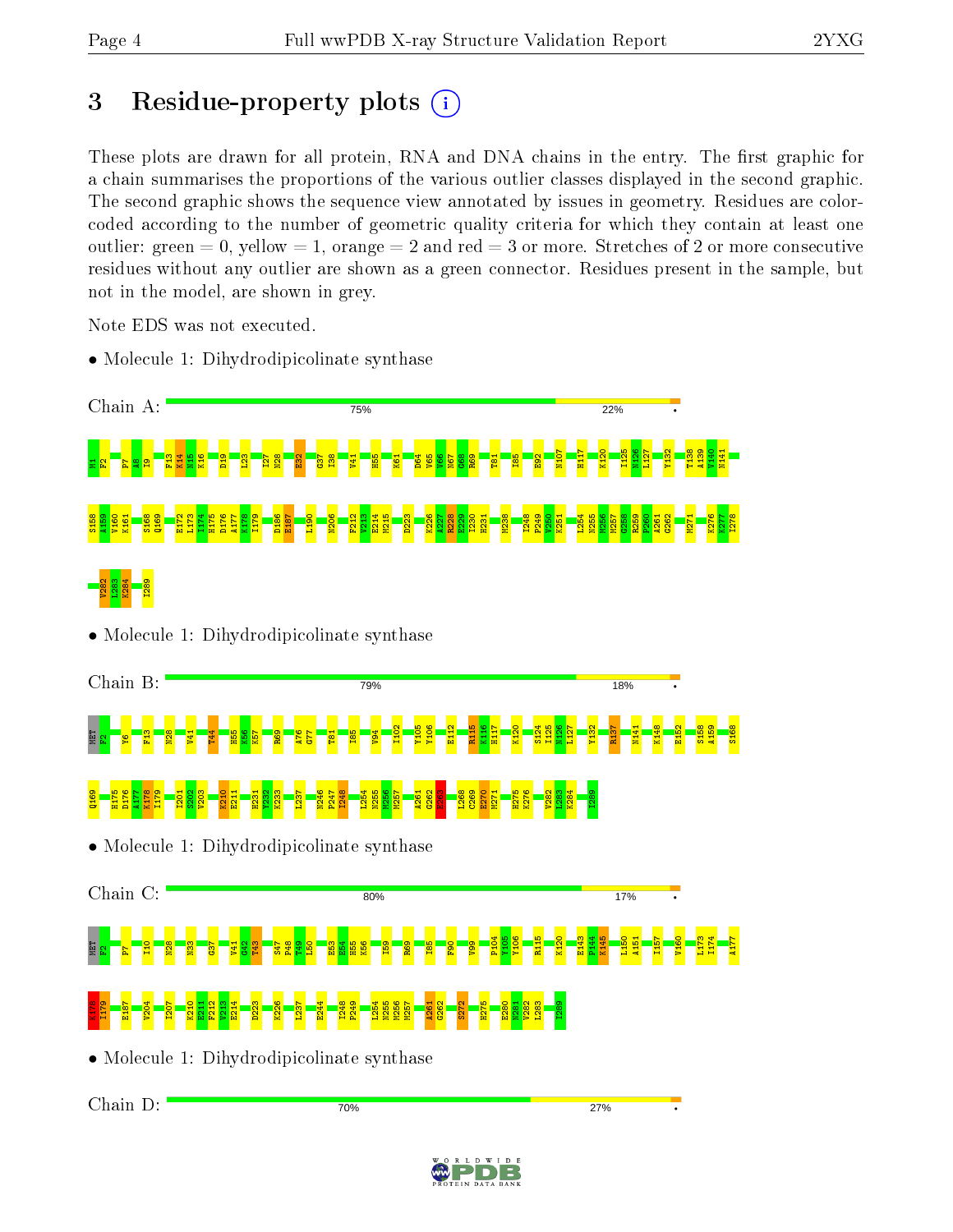# 3 Residue-property plots

These plots are drawn for all protein, RNA and DNA chains in the entry. The first graphic for a chain summarises the proportions of the various outlier classes displayed in the second graphic. The second graphic shows the sequence view annotated by issues in geometry. Residues are color-coded according to the number of geometric quality criteria for which they contain at least one outlier: green = 0, yellow = 1, orange = 2 and red = 3 or more. Stretches of 2 or more consecutive residues without any outlier are shown as a green connector. Residues present in the sample, but not in the model, are shown in grey.

Note EDS was not executed.

- Molecule 1: Dihydrodipicolinate synthase

Chain A: 75% 22% •

M1 F2 P7 A8 I9 F13 K14 N15 K16 D19 L23 I27 N28 E32 G37 I38 V41 H55 K61 D64 V65 V66 N67 G68 R69 T81 I85 E92 N107 H117 K120 I125 N126 L127 Y132 T138 A139 V140 N141 S158 A159 N160 K161 S168 Q169 E172 L173 I174 H175 D176 A177 K178 I179 D186 E187 L190 N206 F212 V213 E214 M215 D223 K226 A227 R228 E229 I230 H231 M238 I248 P249 V250 K251 L254 N255 M256 M257 G258 R259 P260 A261 G262 M271 K276 K277 I278 V282 L283 K284 I289

- Molecule 1: Dihydrodipicolinate synthase

Chain B: 79% 18% •

MET F2 Y6 F13 N28 V41 T44 H55 K56 K57 R69 A76 G77 T81 I85 V94 I102 Y105 Y106 E112 R115 K116 H117 K120 S124 I125 N126 L127 Y132 R137 N141 K148 E152 S158 A159 S168 Q169 H175 D176 A177 K178 I179 I201 S202 V203 K210 E211 H231 V232 K233 L237 N246 P247 I248 L254 N255 M256 M257 A261 G262 E263 L268 C269 E270 M271 H275 K276 V282 L283 K284 I289

- Molecule 1: Dihydrodipicolinate synthase

Chain C: 80% 17% •

MET F2 P7 I10 N28 N33 G37 V41 G42 T43 S47 P48 T49 I50 E53 E54 H55 K56 I59 R69 I85 F90 V99 P104 Y105 Y106 R115 K120 E143 P144 K145 L150 A151 I157 V160 L173 I174 A177 K178 I179 E187 V204 I207 K210 E211 F212 V213 E214 D223 K226 L237 E244 I248 P249 L254 N255 M256 M257 A261 G262 S272 H275 E280 N281 V282 L283 I289

- Molecule 1: Dihydrodipicolinate synthase

Chain D: 70% 27% •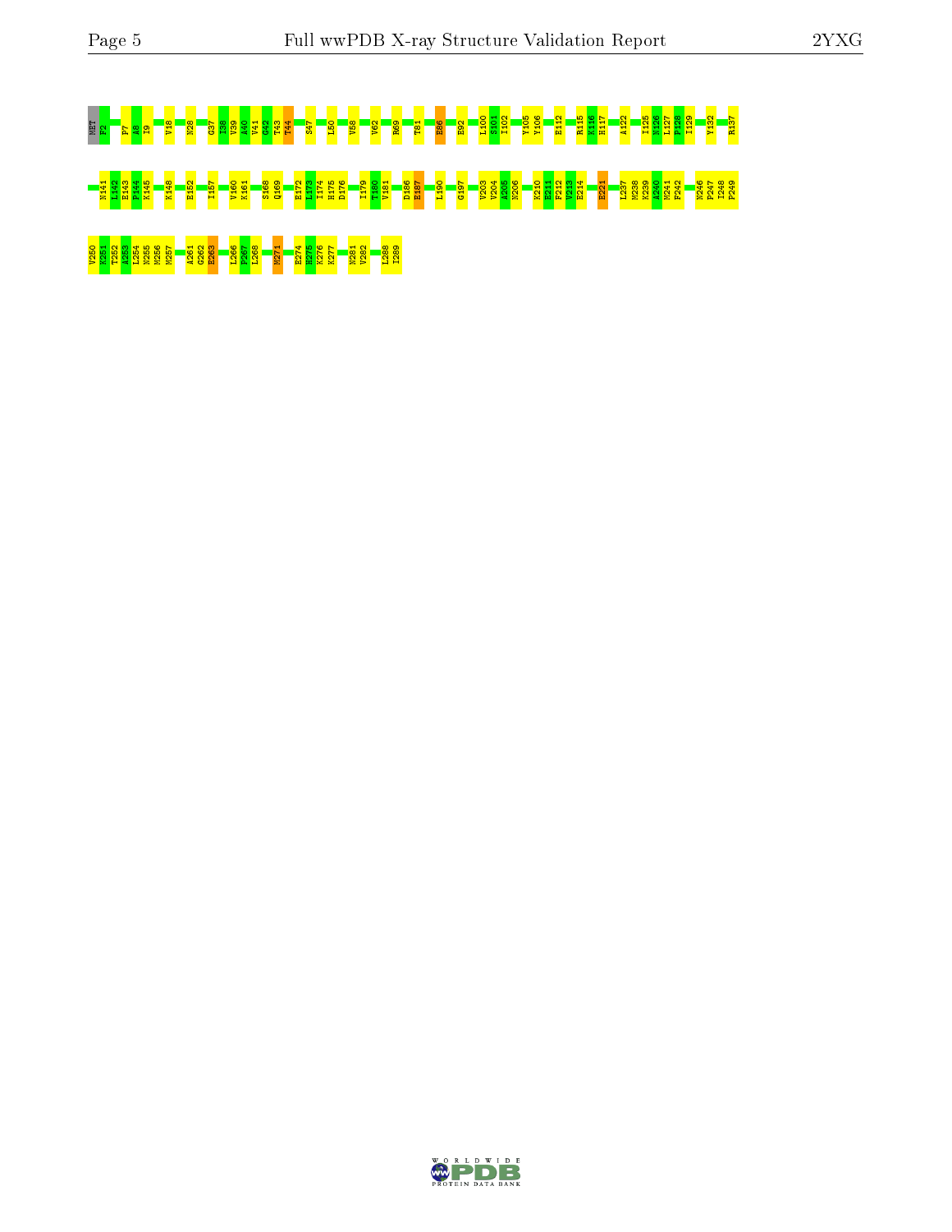MET F2 P7 A8 I9 V18 N28 G37 I38 V39 A40 V41 G42 T43 T44 S47 L50 V58 V62 R69 T81 E86 E92 L100 S101 I102 Y105 Y106 E112 R115 K116 H117 A122 I125 M126 L127 F128 I129 Y132 R137

N141 L142 E143 P144 K145 K148 E152 I157 V160 K161 S168 Q169 E172 L173 I174 H175 D176 I179 T180 V181 D186 E187 L190 G197 V203 V204 A205 N206 K210 E211 F212 V213 E214 E221 L237 M238 K239 A240 M241 F242 N246 P247 I248 P249

V250 K251 T252 A253 L254 N255 M256 M257 A261 G262 E263 L266 F267 L268 M271 E274 E275 K276 K277 N281 V282 L288 I289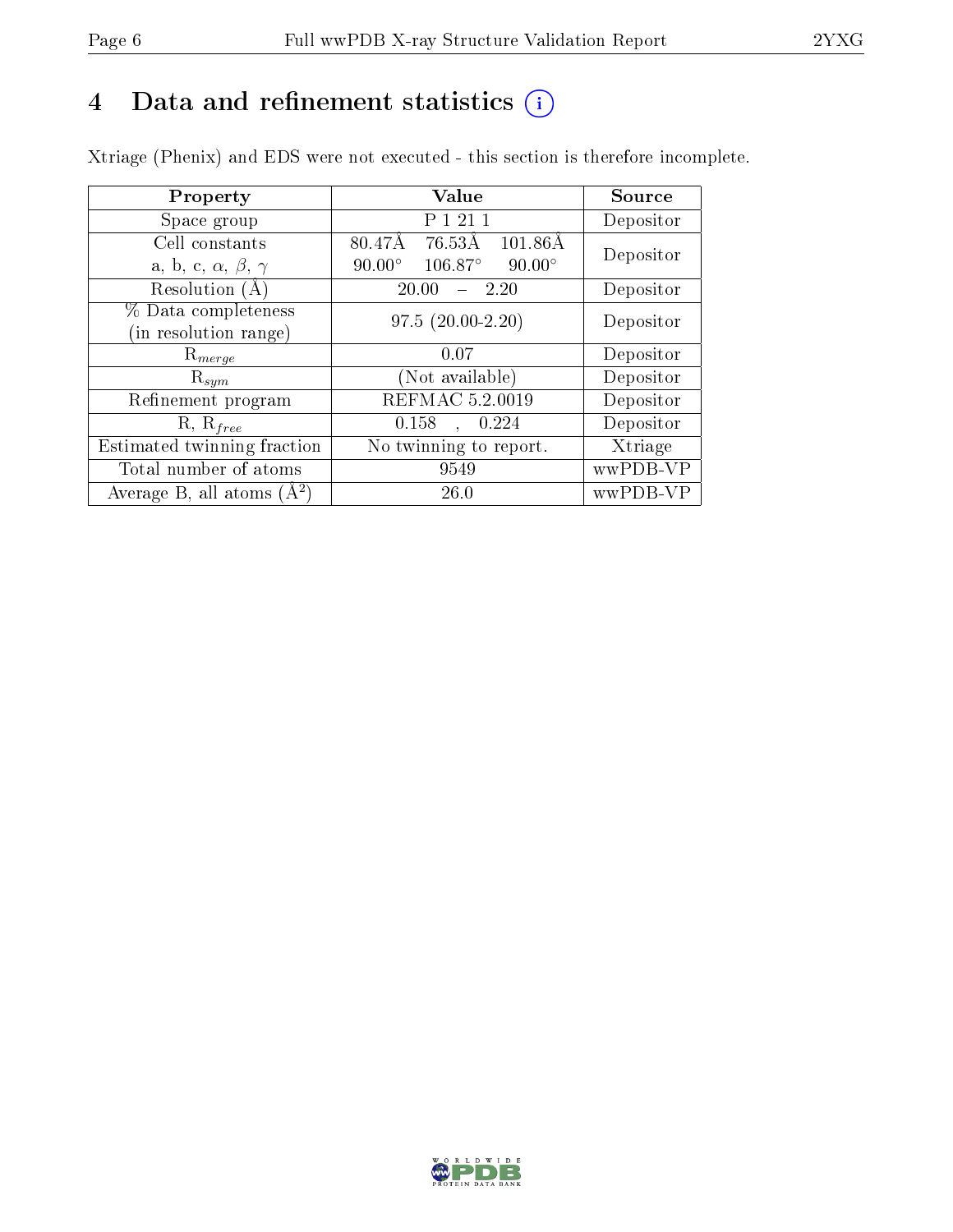# 4 Data and refinement statistics (i)

Xtriage (Phenix) and EDS were not executed - this section is therefore incomplete.

| Property | Value | Source |
|---|---|---|
| Space group | P 1 21 1 | Depositor |
| Cell constants<br>a, b, c, $\alpha$, $\beta$, $\gamma$ | 80.47Å 76.53Å 101.86Å<br>90.00° 106.87° 90.00° | Depositor |
| Resolution (Å) | 20.00 – 2.20 | Depositor |
| % Data completeness<br>(in resolution range) | 97.5 (20.00-2.20) | Depositor |
| $R_{merge}$ | 0.07 | Depositor |
| $R_{sym}$ | (Not available) | Depositor |
| Refinement program | REFMAC 5.2.0019 | Depositor |
| R, $R_{free}$ | 0.158 , 0.224 | Depositor |
| Estimated twinning fraction | No twinning to report. | Xtriage |
| Total number of atoms | 9549 | wwPDB-VP |
| Average B, all atoms (Å$^2$) | 26.0 | wwPDB-VP |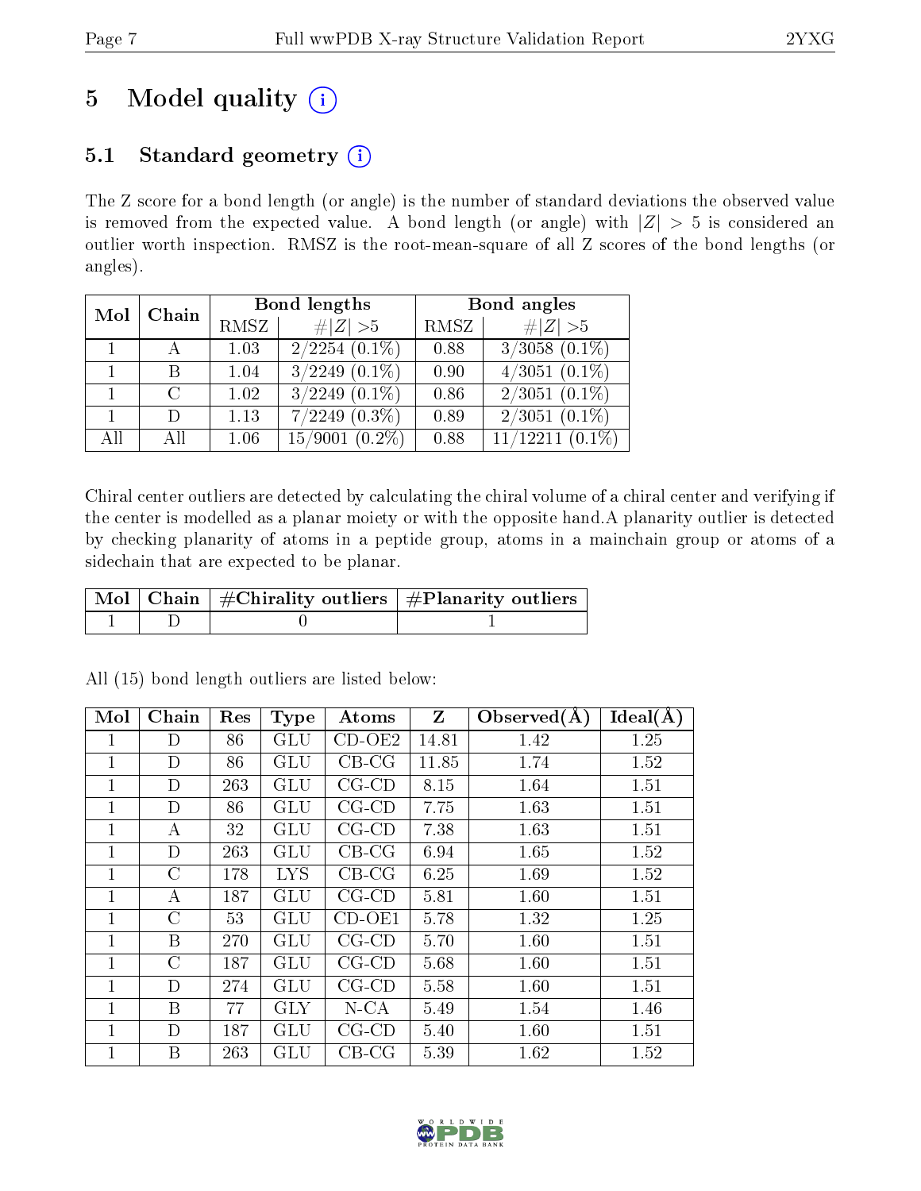# 5 Model quality (i)

## 5.1 Standard geometry (i)

The Z score for a bond length (or angle) is the number of standard deviations the observed value is removed from the expected value. A bond length (or angle) with $|Z| > 5$ is considered an outlier worth inspection. RMSZ is the root-mean-square of all Z scores of the bond lengths (or angles).

| Mol | Chain | Bond lengths | | Bond angles | |
|---|---|---|---|---|---|
| | | RMSZ | $\#\|Z\|>5$ | RMSZ | $\#\|Z\|>5$ |
| 1 | A | 1.03 | 2/2254 (0.1%) | 0.88 | 3/3058 (0.1%) |
| 1 | B | 1.04 | 3/2249 (0.1%) | 0.90 | 4/3051 (0.1%) |
| 1 | C | 1.02 | 3/2249 (0.1%) | 0.86 | 2/3051 (0.1%) |
| 1 | D | 1.13 | 7/2249 (0.3%) | 0.89 | 2/3051 (0.1%) |
| All | All | 1.06 | 15/9001 (0.2%) | 0.88 | 11/12211 (0.1%) |

Chiral center outliers are detected by calculating the chiral volume of a chiral center and verifying if the center is modelled as a planar moiety or with the opposite hand.A planarity outlier is detected by checking planarity of atoms in a peptide group, atoms in a mainchain group or atoms of a sidechain that are expected to be planar.

| Mol | Chain | #Chirality outliers | #Planarity outliers |
|---|---|---|---|
| 1 | D | 0 | 1 |

All (15) bond length outliers are listed below:

| Mol | Chain | Res | Type | Atoms | Z | Observed(Å) | Ideal(Å) |
|---|---|---|---|---|---|---|---|
| 1 | D | 86 | GLU | CD-OE2 | 14.81 | 1.42 | 1.25 |
| 1 | D | 86 | GLU | CB-CG | 11.85 | 1.74 | 1.52 |
| 1 | D | 263 | GLU | CG-CD | 8.15 | 1.64 | 1.51 |
| 1 | D | 86 | GLU | CG-CD | 7.75 | 1.63 | 1.51 |
| 1 | A | 32 | GLU | CG-CD | 7.38 | 1.63 | 1.51 |
| 1 | D | 263 | GLU | CB-CG | 6.94 | 1.65 | 1.52 |
| 1 | C | 178 | LYS | CB-CG | 6.25 | 1.69 | 1.52 |
| 1 | A | 187 | GLU | CG-CD | 5.81 | 1.60 | 1.51 |
| 1 | C | 53 | GLU | CD-OE1 | 5.78 | 1.32 | 1.25 |
| 1 | B | 270 | GLU | CG-CD | 5.70 | 1.60 | 1.51 |
| 1 | C | 187 | GLU | CG-CD | 5.68 | 1.60 | 1.51 |
| 1 | D | 274 | GLU | CG-CD | 5.58 | 1.60 | 1.51 |
| 1 | B | 77 | GLY | N-CA | 5.49 | 1.54 | 1.46 |
| 1 | D | 187 | GLU | CG-CD | 5.40 | 1.60 | 1.51 |
| 1 | B | 263 | GLU | CB-CG | 5.39 | 1.62 | 1.52 |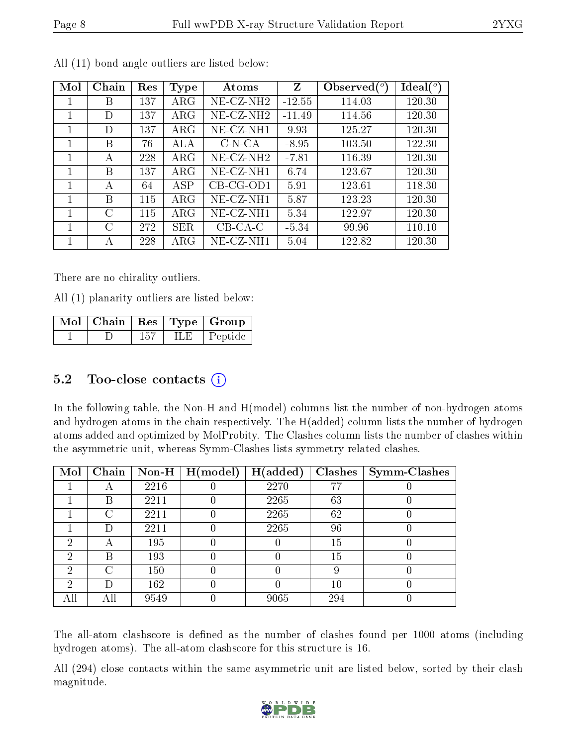All (11) bond angle outliers are listed below:

| Mol | Chain | Res | Type | Atoms | Z | Observed(°) | Ideal(°) |
|---|---|---|---|---|---|---|---|
| 1 | B | 137 | ARG | NE-CZ-NH2 | -12.55 | 114.03 | 120.30 |
| 1 | D | 137 | ARG | NE-CZ-NH2 | -11.49 | 114.56 | 120.30 |
| 1 | D | 137 | ARG | NE-CZ-NH1 | 9.93 | 125.27 | 120.30 |
| 1 | B | 76 | ALA | C-N-CA | -8.95 | 103.50 | 122.30 |
| 1 | A | 228 | ARG | NE-CZ-NH2 | -7.81 | 116.39 | 120.30 |
| 1 | B | 137 | ARG | NE-CZ-NH1 | 6.74 | 123.67 | 120.30 |
| 1 | A | 64 | ASP | CB-CG-OD1 | 5.91 | 123.61 | 118.30 |
| 1 | B | 115 | ARG | NE-CZ-NH1 | 5.87 | 123.23 | 120.30 |
| 1 | C | 115 | ARG | NE-CZ-NH1 | 5.34 | 122.97 | 120.30 |
| 1 | C | 272 | SER | CB-CA-C | -5.34 | 99.96 | 110.10 |
| 1 | A | 228 | ARG | NE-CZ-NH1 | 5.04 | 122.82 | 120.30 |

There are no chirality outliers.

All (1) planarity outliers are listed below:

| Mol | Chain | Res | Type | Group |
|---|---|---|---|---|
| 1 | D | 157 | ILE | Peptide |

## 5.2 Too-close contacts

In the following table, the Non-H and H(model) columns list the number of non-hydrogen atoms and hydrogen atoms in the chain respectively. The H(added) column lists the number of hydrogen atoms added and optimized by MolProbity. The Clashes column lists the number of clashes within the asymmetric unit, whereas Symm-Clashes lists symmetry related clashes.

| Mol | Chain | Non-H | H(model) | H(added) | Clashes | Symm-Clashes |
|---|---|---|---|---|---|---|
| 1 | A | 2216 | 0 | 2270 | 77 | 0 |
| 1 | B | 2211 | 0 | 2265 | 63 | 0 |
| 1 | C | 2211 | 0 | 2265 | 62 | 0 |
| 1 | D | 2211 | 0 | 2265 | 96 | 0 |
| 2 | A | 195 | 0 | 0 | 15 | 0 |
| 2 | B | 193 | 0 | 0 | 15 | 0 |
| 2 | C | 150 | 0 | 0 | 9 | 0 |
| 2 | D | 162 | 0 | 0 | 10 | 0 |
| All | All | 9549 | 0 | 9065 | 294 | 0 |

The all-atom clashscore is defined as the number of clashes found per 1000 atoms (including hydrogen atoms). The all-atom clashscore for this structure is 16.

All (294) close contacts within the same asymmetric unit are listed below, sorted by their clash magnitude.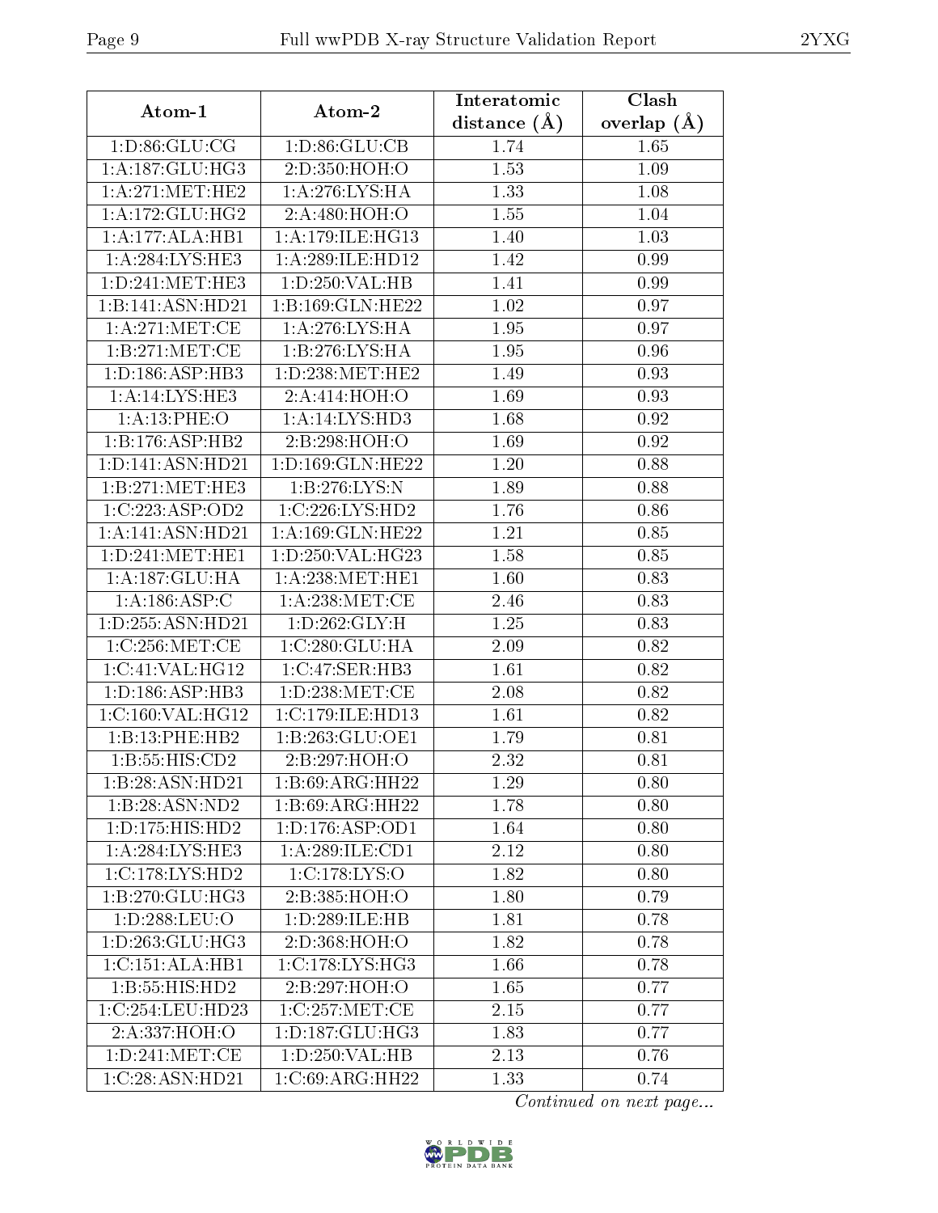| Atom-1 | Atom-2 | Interatomic distance (Å) | Clash overlap (Å) |
|---|---|---|---|
| 1:D:86:GLU:CG | 1:D:86:GLU:CB | 1.74 | 1.65 |
| 1:A:187:GLU:HG3 | 2:D:350:HOH:O | 1.53 | 1.09 |
| 1:A:271:MET:HE2 | 1:A:276:LYS:HA | 1.33 | 1.08 |
| 1:A:172:GLU:HG2 | 2:A:480:HOH:O | 1.55 | 1.04 |
| 1:A:177:ALA:HB1 | 1:A:179:ILE:HG13 | 1.40 | 1.03 |
| 1:A:284:LYS:HE3 | 1:A:289:ILE:HD12 | 1.42 | 0.99 |
| 1:D:241:MET:HE3 | 1:D:250:VAL:HB | 1.41 | 0.99 |
| 1:B:141:ASN:HD21 | 1:B:169:GLN:HE22 | 1.02 | 0.97 |
| 1:A:271:MET:CE | 1:A:276:LYS:HA | 1.95 | 0.97 |
| 1:B:271:MET:CE | 1:B:276:LYS:HA | 1.95 | 0.96 |
| 1:D:186:ASP:HB3 | 1:D:238:MET:HE2 | 1.49 | 0.93 |
| 1:A:14:LYS:HE3 | 2:A:414:HOH:O | 1.69 | 0.93 |
| 1:A:13:PHE:O | 1:A:14:LYS:HD3 | 1.68 | 0.92 |
| 1:B:176:ASP:HB2 | 2:B:298:HOH:O | 1.69 | 0.92 |
| 1:D:141:ASN:HD21 | 1:D:169:GLN:HE22 | 1.20 | 0.88 |
| 1:B:271:MET:HE3 | 1:B:276:LYS:N | 1.89 | 0.88 |
| 1:C:223:ASP:OD2 | 1:C:226:LYS:HD2 | 1.76 | 0.86 |
| 1:A:141:ASN:HD21 | 1:A:169:GLN:HE22 | 1.21 | 0.85 |
| 1:D:241:MET:HE1 | 1:D:250:VAL:HG23 | 1.58 | 0.85 |
| 1:A:187:GLU:HA | 1:A:238:MET:HE1 | 1.60 | 0.83 |
| 1:A:186:ASP:C | 1:A:238:MET:CE | 2.46 | 0.83 |
| 1:D:255:ASN:HD21 | 1:D:262:GLY:H | 1.25 | 0.83 |
| 1:C:256:MET:CE | 1:C:280:GLU:HA | 2.09 | 0.82 |
| 1:C:41:VAL:HG12 | 1:C:47:SER:HB3 | 1.61 | 0.82 |
| 1:D:186:ASP:HB3 | 1:D:238:MET:CE | 2.08 | 0.82 |
| 1:C:160:VAL:HG12 | 1:C:179:ILE:HD13 | 1.61 | 0.82 |
| 1:B:13:PHE:HB2 | 1:B:263:GLU:OE1 | 1.79 | 0.81 |
| 1:B:55:HIS:CD2 | 2:B:297:HOH:O | 2.32 | 0.81 |
| 1:B:28:ASN:HD21 | 1:B:69:ARG:HH22 | 1.29 | 0.80 |
| 1:B:28:ASN:ND2 | 1:B:69:ARG:HH22 | 1.78 | 0.80 |
| 1:D:175:HIS:HD2 | 1:D:176:ASP:OD1 | 1.64 | 0.80 |
| 1:A:284:LYS:HE3 | 1:A:289:ILE:CD1 | 2.12 | 0.80 |
| 1:C:178:LYS:HD2 | 1:C:178:LYS:O | 1.82 | 0.80 |
| 1:B:270:GLU:HG3 | 2:B:385:HOH:O | 1.80 | 0.79 |
| 1:D:288:LEU:O | 1:D:289:ILE:HB | 1.81 | 0.78 |
| 1:D:263:GLU:HG3 | 2:D:368:HOH:O | 1.82 | 0.78 |
| 1:C:151:ALA:HB1 | 1:C:178:LYS:HG3 | 1.66 | 0.78 |
| 1:B:55:HIS:HD2 | 2:B:297:HOH:O | 1.65 | 0.77 |
| 1:C:254:LEU:HD23 | 1:C:257:MET:CE | 2.15 | 0.77 |
| 2:A:337:HOH:O | 1:D:187:GLU:HG3 | 1.83 | 0.77 |
| 1:D:241:MET:CE | 1:D:250:VAL:HB | 2.13 | 0.76 |
| 1:C:28:ASN:HD21 | 1:C:69:ARG:HH22 | 1.33 | 0.74 |

*Continued on next page...*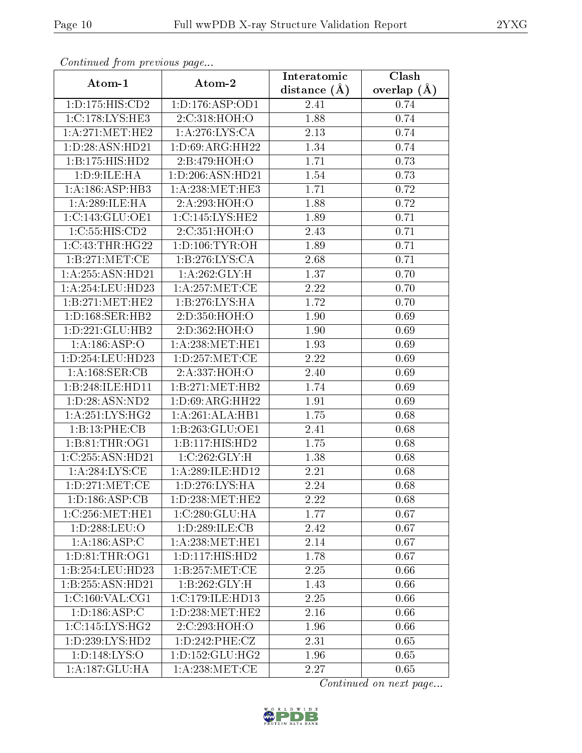*Continued from previous page...*

| Atom-1 | Atom-2 | Interatomic distance (Å) | Clash overlap (Å) |
|---|---|---|---|
| 1:D:175:HIS:CD2 | 1:D:176:ASP:OD1 | 2.41 | 0.74 |
| 1:C:178:LYS:HE3 | 2:C:318:HOH:O | 1.88 | 0.74 |
| 1:A:271:MET:HE2 | 1:A:276:LYS:CA | 2.13 | 0.74 |
| 1:D:28:ASN:HD21 | 1:D:69:ARG:HH22 | 1.34 | 0.74 |
| 1:B:175:HIS:HD2 | 2:B:479:HOH:O | 1.71 | 0.73 |
| 1:D:9:ILE:HA | 1:D:206:ASN:HD21 | 1.54 | 0.73 |
| 1:A:186:ASP:HB3 | 1:A:238:MET:HE3 | 1.71 | 0.72 |
| 1:A:289:ILE:HA | 2:A:293:HOH:O | 1.88 | 0.72 |
| 1:C:143:GLU:OE1 | 1:C:145:LYS:HE2 | 1.89 | 0.71 |
| 1:C:55:HIS:CD2 | 2:C:351:HOH:O | 2.43 | 0.71 |
| 1:C:43:THR:HG22 | 1:D:106:TYR:OH | 1.89 | 0.71 |
| 1:B:271:MET:CE | 1:B:276:LYS:CA | 2.68 | 0.71 |
| 1:A:255:ASN:HD21 | 1:A:262:GLY:H | 1.37 | 0.70 |
| 1:A:254:LEU:HD23 | 1:A:257:MET:CE | 2.22 | 0.70 |
| 1:B:271:MET:HE2 | 1:B:276:LYS:HA | 1.72 | 0.70 |
| 1:D:168:SER:HB2 | 2:D:350:HOH:O | 1.90 | 0.69 |
| 1:D:221:GLU:HB2 | 2:D:362:HOH:O | 1.90 | 0.69 |
| 1:A:186:ASP:O | 1:A:238:MET:HE1 | 1.93 | 0.69 |
| 1:D:254:LEU:HD23 | 1:D:257:MET:CE | 2.22 | 0.69 |
| 1:A:168:SER:CB | 2:A:337:HOH:O | 2.40 | 0.69 |
| 1:B:248:ILE:HD11 | 1:B:271:MET:HB2 | 1.74 | 0.69 |
| 1:D:28:ASN:ND2 | 1:D:69:ARG:HH22 | 1.91 | 0.69 |
| 1:A:251:LYS:HG2 | 1:A:261:ALA:HB1 | 1.75 | 0.68 |
| 1:B:13:PHE:CB | 1:B:263:GLU:OE1 | 2.41 | 0.68 |
| 1:B:81:THR:OG1 | 1:B:117:HIS:HD2 | 1.75 | 0.68 |
| 1:C:255:ASN:HD21 | 1:C:262:GLY:H | 1.38 | 0.68 |
| 1:A:284:LYS:CE | 1:A:289:ILE:HD12 | 2.21 | 0.68 |
| 1:D:271:MET:CE | 1:D:276:LYS:HA | 2.24 | 0.68 |
| 1:D:186:ASP:CB | 1:D:238:MET:HE2 | 2.22 | 0.68 |
| 1:C:256:MET:HE1 | 1:C:280:GLU:HA | 1.77 | 0.67 |
| 1:D:288:LEU:O | 1:D:289:ILE:CB | 2.42 | 0.67 |
| 1:A:186:ASP:C | 1:A:238:MET:HE1 | 2.14 | 0.67 |
| 1:D:81:THR:OG1 | 1:D:117:HIS:HD2 | 1.78 | 0.67 |
| 1:B:254:LEU:HD23 | 1:B:257:MET:CE | 2.25 | 0.66 |
| 1:B:255:ASN:HD21 | 1:B:262:GLY:H | 1.43 | 0.66 |
| 1:C:160:VAL:CG1 | 1:C:179:ILE:HD13 | 2.25 | 0.66 |
| 1:D:186:ASP:C | 1:D:238:MET:HE2 | 2.16 | 0.66 |
| 1:C:145:LYS:HG2 | 2:C:293:HOH:O | 1.96 | 0.66 |
| 1:D:239:LYS:HD2 | 1:D:242:PHE:CZ | 2.31 | 0.65 |
| 1:D:148:LYS:O | 1:D:152:GLU:HG2 | 1.96 | 0.65 |
| 1:A:187:GLU:HA | 1:A:238:MET:CE | 2.27 | 0.65 |

*Continued on next page...*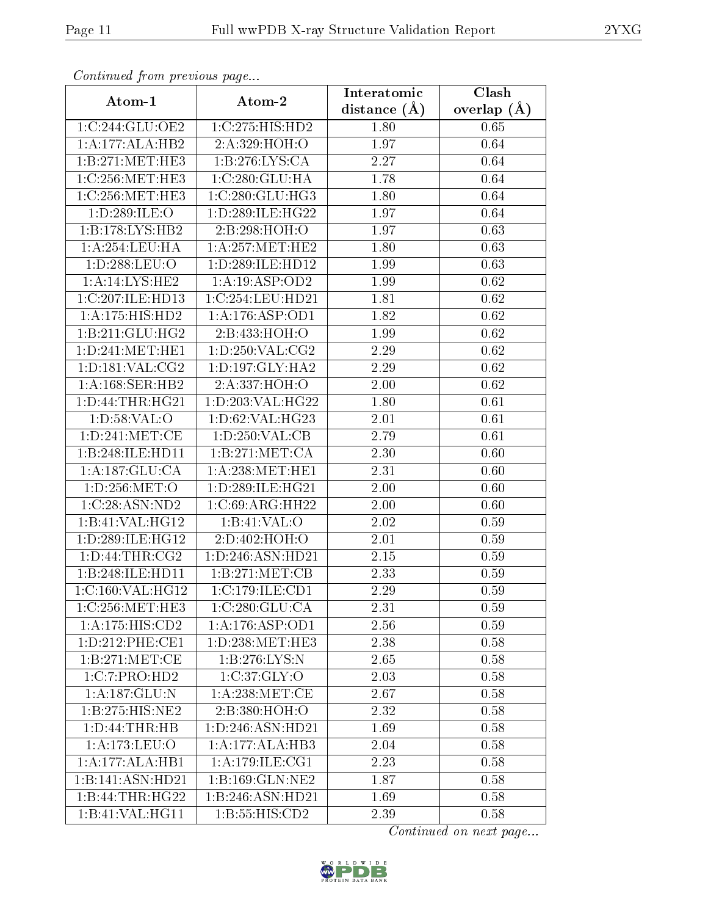*Continued from previous page...*

| Atom-1 | Atom-2 | Interatomic distance (Å) | Clash overlap (Å) |
|---|---|---|---|
| 1:C:244:GLU:OE2 | 1:C:275:HIS:HD2 | 1.80 | 0.65 |
| 1:A:177:ALA:HB2 | 2:A:329:HOH:O | 1.97 | 0.64 |
| 1:B:271:MET:HE3 | 1:B:276:LYS:CA | 2.27 | 0.64 |
| 1:C:256:MET:HE3 | 1:C:280:GLU:HA | 1.78 | 0.64 |
| 1:C:256:MET:HE3 | 1:C:280:GLU:HG3 | 1.80 | 0.64 |
| 1:D:289:ILE:O | 1:D:289:ILE:HG22 | 1.97 | 0.64 |
| 1:B:178:LYS:HB2 | 2:B:298:HOH:O | 1.97 | 0.63 |
| 1:A:254:LEU:HA | 1:A:257:MET:HE2 | 1.80 | 0.63 |
| 1:D:288:LEU:O | 1:D:289:ILE:HD12 | 1.99 | 0.63 |
| 1:A:14:LYS:HE2 | 1:A:19:ASP:OD2 | 1.99 | 0.62 |
| 1:C:207:ILE:HD13 | 1:C:254:LEU:HD21 | 1.81 | 0.62 |
| 1:A:175:HIS:HD2 | 1:A:176:ASP:OD1 | 1.82 | 0.62 |
| 1:B:211:GLU:HG2 | 2:B:433:HOH:O | 1.99 | 0.62 |
| 1:D:241:MET:HE1 | 1:D:250:VAL:CG2 | 2.29 | 0.62 |
| 1:D:181:VAL:CG2 | 1:D:197:GLY:HA2 | 2.29 | 0.62 |
| 1:A:168:SER:HB2 | 2:A:337:HOH:O | 2.00 | 0.62 |
| 1:D:44:THR:HG21 | 1:D:203:VAL:HG22 | 1.80 | 0.61 |
| 1:D:58:VAL:O | 1:D:62:VAL:HG23 | 2.01 | 0.61 |
| 1:D:241:MET:CE | 1:D:250:VAL:CB | 2.79 | 0.61 |
| 1:B:248:ILE:HD11 | 1:B:271:MET:CA | 2.30 | 0.60 |
| 1:A:187:GLU:CA | 1:A:238:MET:HE1 | 2.31 | 0.60 |
| 1:D:256:MET:O | 1:D:289:ILE:HG21 | 2.00 | 0.60 |
| 1:C:28:ASN:ND2 | 1:C:69:ARG:HH22 | 2.00 | 0.60 |
| 1:B:41:VAL:HG12 | 1:B:41:VAL:O | 2.02 | 0.59 |
| 1:D:289:ILE:HG12 | 2:D:402:HOH:O | 2.01 | 0.59 |
| 1:D:44:THR:CG2 | 1:D:246:ASN:HD21 | 2.15 | 0.59 |
| 1:B:248:ILE:HD11 | 1:B:271:MET:CB | 2.33 | 0.59 |
| 1:C:160:VAL:HG12 | 1:C:179:ILE:CD1 | 2.29 | 0.59 |
| 1:C:256:MET:HE3 | 1:C:280:GLU:CA | 2.31 | 0.59 |
| 1:A:175:HIS:CD2 | 1:A:176:ASP:OD1 | 2.56 | 0.59 |
| 1:D:212:PHE:CE1 | 1:D:238:MET:HE3 | 2.38 | 0.58 |
| 1:B:271:MET:CE | 1:B:276:LYS:N | 2.65 | 0.58 |
| 1:C:7:PRO:HD2 | 1:C:37:GLY:O | 2.03 | 0.58 |
| 1:A:187:GLU:N | 1:A:238:MET:CE | 2.67 | 0.58 |
| 1:B:275:HIS:NE2 | 2:B:380:HOH:O | 2.32 | 0.58 |
| 1:D:44:THR:HB | 1:D:246:ASN:HD21 | 1.69 | 0.58 |
| 1:A:173:LEU:O | 1:A:177:ALA:HB3 | 2.04 | 0.58 |
| 1:A:177:ALA:HB1 | 1:A:179:ILE:CG1 | 2.23 | 0.58 |
| 1:B:141:ASN:HD21 | 1:B:169:GLN:NE2 | 1.87 | 0.58 |
| 1:B:44:THR:HG22 | 1:B:246:ASN:HD21 | 1.69 | 0.58 |
| 1:B:41:VAL:HG11 | 1:B:55:HIS:CD2 | 2.39 | 0.58 |

*Continued on next page...*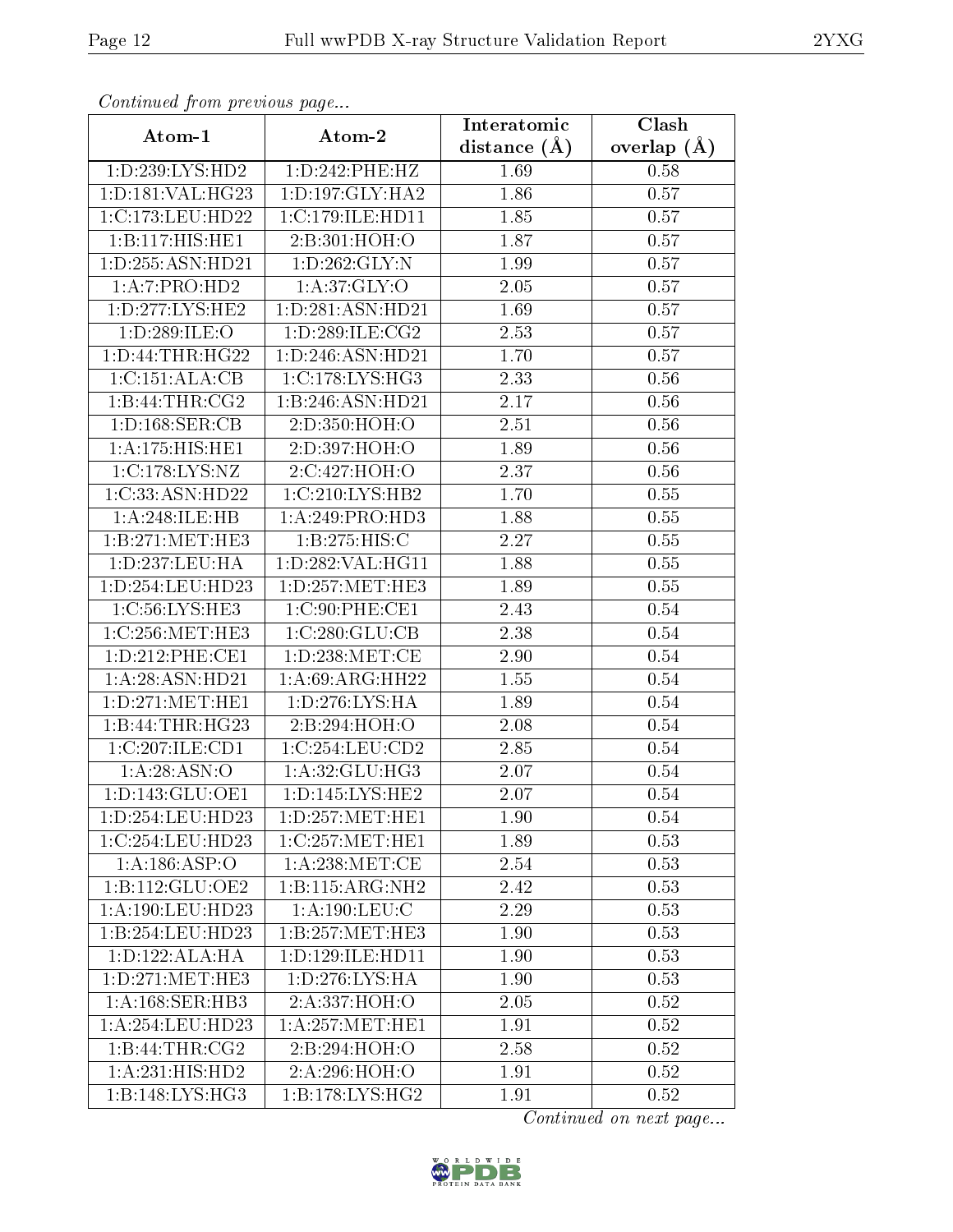*Continued from previous page...*

| Atom-1 | Atom-2 | Interatomic distance (Å) | Clash overlap (Å) |
| --- | --- | --- | --- |
| 1:D:239:LYS:HD2 | 1:D:242:PHE:HZ | 1.69 | 0.58 |
| 1:D:181:VAL:HG23 | 1:D:197:GLY:HA2 | 1.86 | 0.57 |
| 1:C:173:LEU:HD22 | 1:C:179:ILE:HD11 | 1.85 | 0.57 |
| 1:B:117:HIS:HE1 | 2:B:301:HOH:O | 1.87 | 0.57 |
| 1:D:255:ASN:HD21 | 1:D:262:GLY:N | 1.99 | 0.57 |
| 1:A:7:PRO:HD2 | 1:A:37:GLY:O | 2.05 | 0.57 |
| 1:D:277:LYS:HE2 | 1:D:281:ASN:HD21 | 1.69 | 0.57 |
| 1:D:289:ILE:O | 1:D:289:ILE:CG2 | 2.53 | 0.57 |
| 1:D:44:THR:HG22 | 1:D:246:ASN:HD21 | 1.70 | 0.57 |
| 1:C:151:ALA:CB | 1:C:178:LYS:HG3 | 2.33 | 0.56 |
| 1:B:44:THR:CG2 | 1:B:246:ASN:HD21 | 2.17 | 0.56 |
| 1:D:168:SER:CB | 2:D:350:HOH:O | 2.51 | 0.56 |
| 1:A:175:HIS:HE1 | 2:D:397:HOH:O | 1.89 | 0.56 |
| 1:C:178:LYS:NZ | 2:C:427:HOH:O | 2.37 | 0.56 |
| 1:C:33:ASN:HD22 | 1:C:210:LYS:HB2 | 1.70 | 0.55 |
| 1:A:248:ILE:HB | 1:A:249:PRO:HD3 | 1.88 | 0.55 |
| 1:B:271:MET:HE3 | 1:B:275:HIS:C | 2.27 | 0.55 |
| 1:D:237:LEU:HA | 1:D:282:VAL:HG11 | 1.88 | 0.55 |
| 1:D:254:LEU:HD23 | 1:D:257:MET:HE3 | 1.89 | 0.55 |
| 1:C:56:LYS:HE3 | 1:C:90:PHE:CE1 | 2.43 | 0.54 |
| 1:C:256:MET:HE3 | 1:C:280:GLU:CB | 2.38 | 0.54 |
| 1:D:212:PHE:CE1 | 1:D:238:MET:CE | 2.90 | 0.54 |
| 1:A:28:ASN:HD21 | 1:A:69:ARG:HH22 | 1.55 | 0.54 |
| 1:D:271:MET:HE1 | 1:D:276:LYS:HA | 1.89 | 0.54 |
| 1:B:44:THR:HG23 | 2:B:294:HOH:O | 2.08 | 0.54 |
| 1:C:207:ILE:CD1 | 1:C:254:LEU:CD2 | 2.85 | 0.54 |
| 1:A:28:ASN:O | 1:A:32:GLU:HG3 | 2.07 | 0.54 |
| 1:D:143:GLU:OE1 | 1:D:145:LYS:HE2 | 2.07 | 0.54 |
| 1:D:254:LEU:HD23 | 1:D:257:MET:HE1 | 1.90 | 0.54 |
| 1:C:254:LEU:HD23 | 1:C:257:MET:HE1 | 1.89 | 0.53 |
| 1:A:186:ASP:O | 1:A:238:MET:CE | 2.54 | 0.53 |
| 1:B:112:GLU:OE2 | 1:B:115:ARG:NH2 | 2.42 | 0.53 |
| 1:A:190:LEU:HD23 | 1:A:190:LEU:C | 2.29 | 0.53 |
| 1:B:254:LEU:HD23 | 1:B:257:MET:HE3 | 1.90 | 0.53 |
| 1:D:122:ALA:HA | 1:D:129:ILE:HD11 | 1.90 | 0.53 |
| 1:D:271:MET:HE3 | 1:D:276:LYS:HA | 1.90 | 0.53 |
| 1:A:168:SER:HB3 | 2:A:337:HOH:O | 2.05 | 0.52 |
| 1:A:254:LEU:HD23 | 1:A:257:MET:HE1 | 1.91 | 0.52 |
| 1:B:44:THR:CG2 | 2:B:294:HOH:O | 2.58 | 0.52 |
| 1:A:231:HIS:HD2 | 2:A:296:HOH:O | 1.91 | 0.52 |
| 1:B:148:LYS:HG3 | 1:B:178:LYS:HG2 | 1.91 | 0.52 |

*Continued on next page...*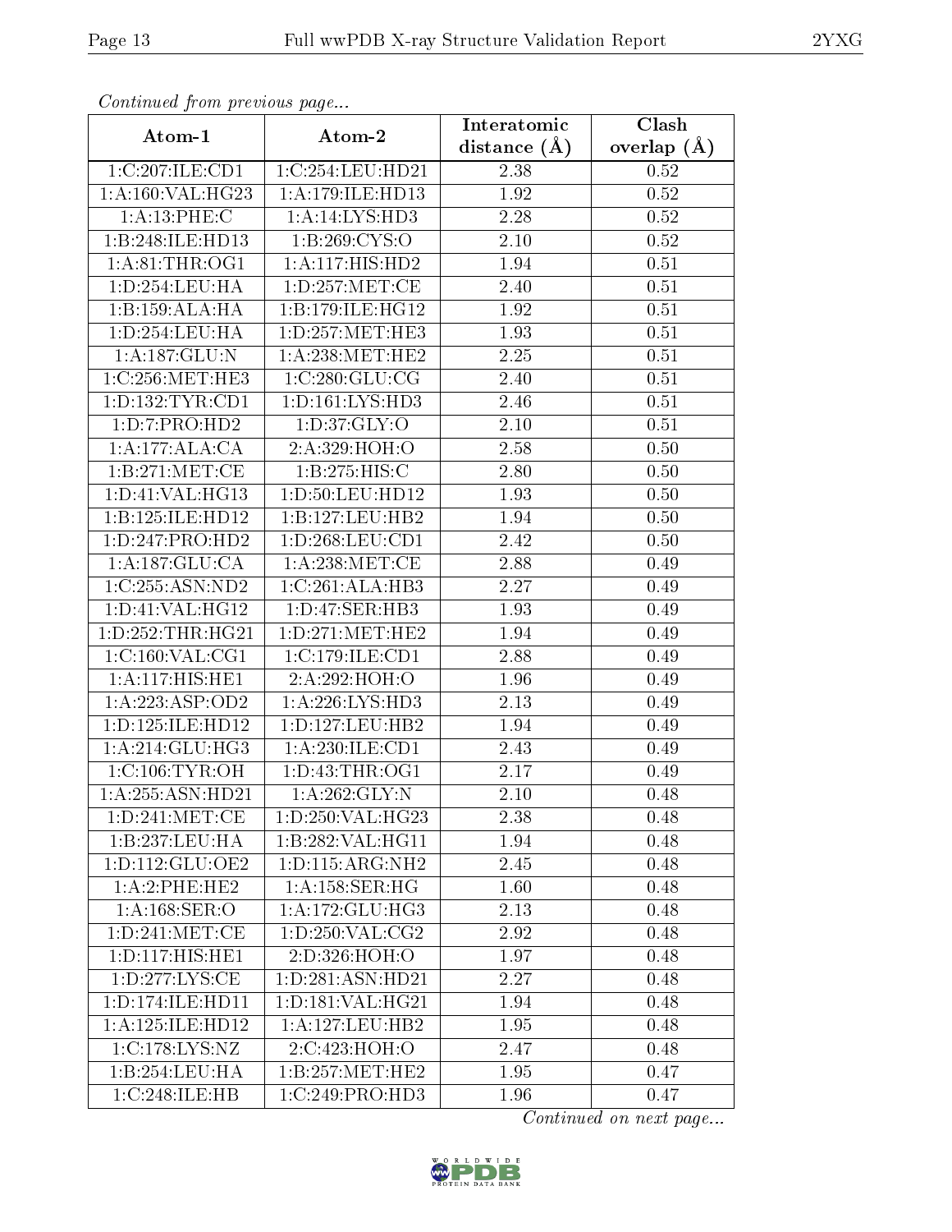*Continued from previous page...*

| Atom-1 | Atom-2 | Interatomic distance (Å) | Clash overlap (Å) |
|---|---|---|---|
| 1:C:207:ILE:CD1 | 1:C:254:LEU:HD21 | 2.38 | 0.52 |
| 1:A:160:VAL:HG23 | 1:A:179:ILE:HD13 | 1.92 | 0.52 |
| 1:A:13:PHE:C | 1:A:14:LYS:HD3 | 2.28 | 0.52 |
| 1:B:248:ILE:HD13 | 1:B:269:CYS:O | 2.10 | 0.52 |
| 1:A:81:THR:OG1 | 1:A:117:HIS:HD2 | 1.94 | 0.51 |
| 1:D:254:LEU:HA | 1:D:257:MET:CE | 2.40 | 0.51 |
| 1:B:159:ALA:HA | 1:B:179:ILE:HG12 | 1.92 | 0.51 |
| 1:D:254:LEU:HA | 1:D:257:MET:HE3 | 1.93 | 0.51 |
| 1:A:187:GLU:N | 1:A:238:MET:HE2 | 2.25 | 0.51 |
| 1:C:256:MET:HE3 | 1:C:280:GLU:CG | 2.40 | 0.51 |
| 1:D:132:TYR:CD1 | 1:D:161:LYS:HD3 | 2.46 | 0.51 |
| 1:D:7:PRO:HD2 | 1:D:37:GLY:O | 2.10 | 0.51 |
| 1:A:177:ALA:CA | 2:A:329:HOH:O | 2.58 | 0.50 |
| 1:B:271:MET:CE | 1:B:275:HIS:C | 2.80 | 0.50 |
| 1:D:41:VAL:HG13 | 1:D:50:LEU:HD12 | 1.93 | 0.50 |
| 1:B:125:ILE:HD12 | 1:B:127:LEU:HB2 | 1.94 | 0.50 |
| 1:D:247:PRO:HD2 | 1:D:268:LEU:CD1 | 2.42 | 0.50 |
| 1:A:187:GLU:CA | 1:A:238:MET:CE | 2.88 | 0.49 |
| 1:C:255:ASN:ND2 | 1:C:261:ALA:HB3 | 2.27 | 0.49 |
| 1:D:41:VAL:HG12 | 1:D:47:SER:HB3 | 1.93 | 0.49 |
| 1:D:252:THR:HG21 | 1:D:271:MET:HE2 | 1.94 | 0.49 |
| 1:C:160:VAL:CG1 | 1:C:179:ILE:CD1 | 2.88 | 0.49 |
| 1:A:117:HIS:HE1 | 2:A:292:HOH:O | 1.96 | 0.49 |
| 1:A:223:ASP:OD2 | 1:A:226:LYS:HD3 | 2.13 | 0.49 |
| 1:D:125:ILE:HD12 | 1:D:127:LEU:HB2 | 1.94 | 0.49 |
| 1:A:214:GLU:HG3 | 1:A:230:ILE:CD1 | 2.43 | 0.49 |
| 1:C:106:TYR:OH | 1:D:43:THR:OG1 | 2.17 | 0.49 |
| 1:A:255:ASN:HD21 | 1:A:262:GLY:N | 2.10 | 0.48 |
| 1:D:241:MET:CE | 1:D:250:VAL:HG23 | 2.38 | 0.48 |
| 1:B:237:LEU:HA | 1:B:282:VAL:HG11 | 1.94 | 0.48 |
| 1:D:112:GLU:OE2 | 1:D:115:ARG:NH2 | 2.45 | 0.48 |
| 1:A:2:PHE:HE2 | 1:A:158:SER:HG | 1.60 | 0.48 |
| 1:A:168:SER:O | 1:A:172:GLU:HG3 | 2.13 | 0.48 |
| 1:D:241:MET:CE | 1:D:250:VAL:CG2 | 2.92 | 0.48 |
| 1:D:117:HIS:HE1 | 2:D:326:HOH:O | 1.97 | 0.48 |
| 1:D:277:LYS:CE | 1:D:281:ASN:HD21 | 2.27 | 0.48 |
| 1:D:174:ILE:HD11 | 1:D:181:VAL:HG21 | 1.94 | 0.48 |
| 1:A:125:ILE:HD12 | 1:A:127:LEU:HB2 | 1.95 | 0.48 |
| 1:C:178:LYS:NZ | 2:C:423:HOH:O | 2.47 | 0.48 |
| 1:B:254:LEU:HA | 1:B:257:MET:HE2 | 1.95 | 0.47 |
| 1:C:248:ILE:HB | 1:C:249:PRO:HD3 | 1.96 | 0.47 |

*Continued on next page...*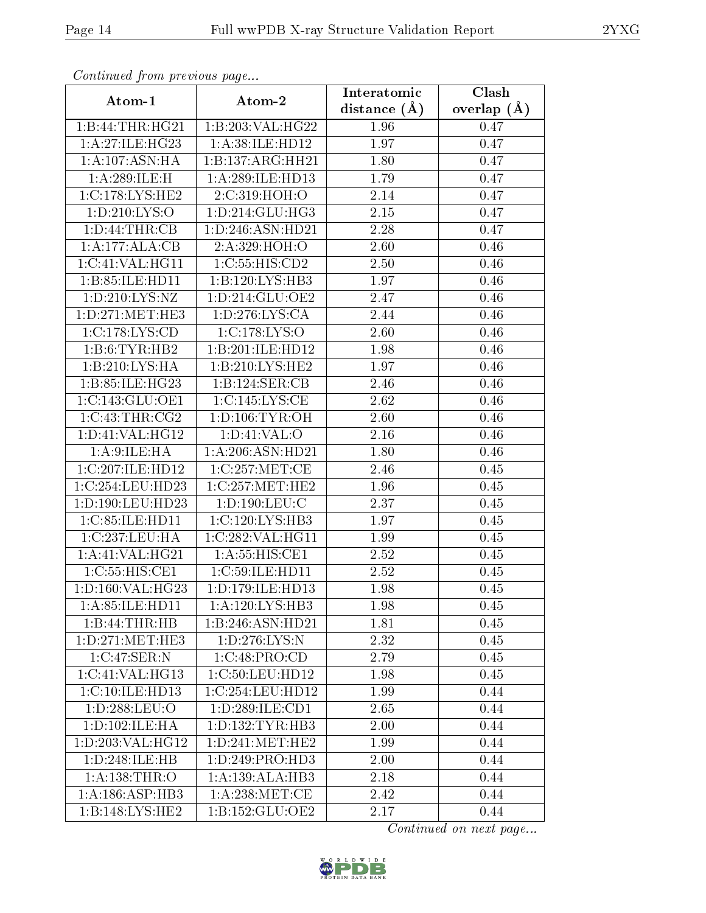*Continued from previous page...*

| Atom-1 | Atom-2 | Interatomic distance (Å) | Clash overlap (Å) |
|---|---|---|---|
| 1:B:44:THR:HG21 | 1:B:203:VAL:HG22 | 1.96 | 0.47 |
| 1:A:27:ILE:HG23 | 1:A:38:ILE:HD12 | 1.97 | 0.47 |
| 1:A:107:ASN:HA | 1:B:137:ARG:HH21 | 1.80 | 0.47 |
| 1:A:289:ILE:H | 1:A:289:ILE:HD13 | 1.79 | 0.47 |
| 1:C:178:LYS:HE2 | 2:C:319:HOH:O | 2.14 | 0.47 |
| 1:D:210:LYS:O | 1:D:214:GLU:HG3 | 2.15 | 0.47 |
| 1:D:44:THR:CB | 1:D:246:ASN:HD21 | 2.28 | 0.47 |
| 1:A:177:ALA:CB | 2:A:329:HOH:O | 2.60 | 0.46 |
| 1:C:41:VAL:HG11 | 1:C:55:HIS:CD2 | 2.50 | 0.46 |
| 1:B:85:ILE:HD11 | 1:B:120:LYS:HB3 | 1.97 | 0.46 |
| 1:D:210:LYS:NZ | 1:D:214:GLU:OE2 | 2.47 | 0.46 |
| 1:D:271:MET:HE3 | 1:D:276:LYS:CA | 2.44 | 0.46 |
| 1:C:178:LYS:CD | 1:C:178:LYS:O | 2.60 | 0.46 |
| 1:B:6:TYR:HB2 | 1:B:201:ILE:HD12 | 1.98 | 0.46 |
| 1:B:210:LYS:HA | 1:B:210:LYS:HE2 | 1.97 | 0.46 |
| 1:B:85:ILE:HG23 | 1:B:124:SER:CB | 2.46 | 0.46 |
| 1:C:143:GLU:OE1 | 1:C:145:LYS:CE | 2.62 | 0.46 |
| 1:C:43:THR:CG2 | 1:D:106:TYR:OH | 2.60 | 0.46 |
| 1:D:41:VAL:HG12 | 1:D:41:VAL:O | 2.16 | 0.46 |
| 1:A:9:ILE:HA | 1:A:206:ASN:HD21 | 1.80 | 0.46 |
| 1:C:207:ILE:HD12 | 1:C:257:MET:CE | 2.46 | 0.45 |
| 1:C:254:LEU:HD23 | 1:C:257:MET:HE2 | 1.96 | 0.45 |
| 1:D:190:LEU:HD23 | 1:D:190:LEU:C | 2.37 | 0.45 |
| 1:C:85:ILE:HD11 | 1:C:120:LYS:HB3 | 1.97 | 0.45 |
| 1:C:237:LEU:HA | 1:C:282:VAL:HG11 | 1.99 | 0.45 |
| 1:A:41:VAL:HG21 | 1:A:55:HIS:CE1 | 2.52 | 0.45 |
| 1:C:55:HIS:CE1 | 1:C:59:ILE:HD11 | 2.52 | 0.45 |
| 1:D:160:VAL:HG23 | 1:D:179:ILE:HD13 | 1.98 | 0.45 |
| 1:A:85:ILE:HD11 | 1:A:120:LYS:HB3 | 1.98 | 0.45 |
| 1:B:44:THR:HB | 1:B:246:ASN:HD21 | 1.81 | 0.45 |
| 1:D:271:MET:HE3 | 1:D:276:LYS:N | 2.32 | 0.45 |
| 1:C:47:SER:N | 1:C:48:PRO:CD | 2.79 | 0.45 |
| 1:C:41:VAL:HG13 | 1:C:50:LEU:HD12 | 1.98 | 0.45 |
| 1:C:10:ILE:HD13 | 1:C:254:LEU:HD12 | 1.99 | 0.44 |
| 1:D:288:LEU:O | 1:D:289:ILE:CD1 | 2.65 | 0.44 |
| 1:D:102:ILE:HA | 1:D:132:TYR:HB3 | 2.00 | 0.44 |
| 1:D:203:VAL:HG12 | 1:D:241:MET:HE2 | 1.99 | 0.44 |
| 1:D:248:ILE:HB | 1:D:249:PRO:HD3 | 2.00 | 0.44 |
| 1:A:138:THR:O | 1:A:139:ALA:HB3 | 2.18 | 0.44 |
| 1:A:186:ASP:HB3 | 1:A:238:MET:CE | 2.42 | 0.44 |
| 1:B:148:LYS:HE2 | 1:B:152:GLU:OE2 | 2.17 | 0.44 |

*Continued on next page...*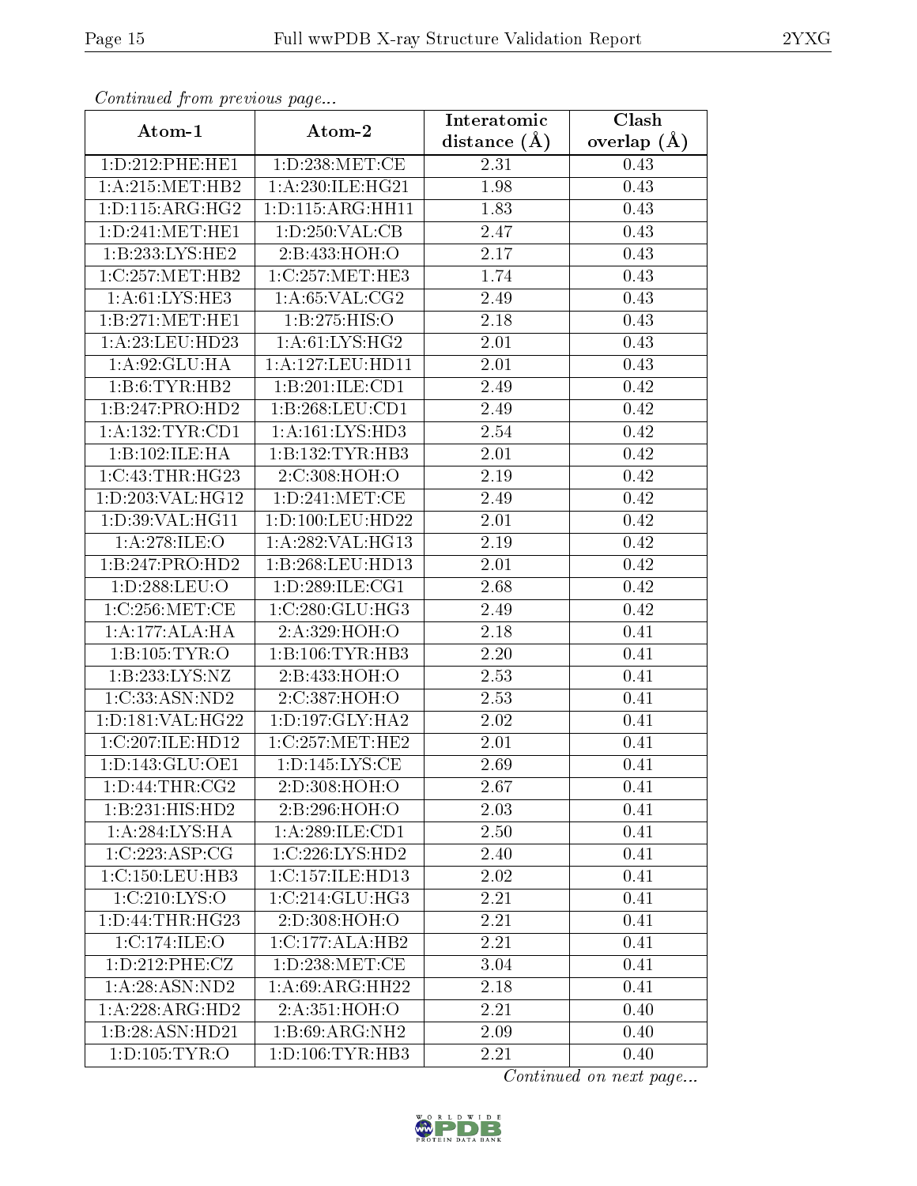*Continued from previous page...*

| Atom-1 | Atom-2 | Interatomic distance (Å) | Clash overlap (Å) |
| --- | --- | --- | --- |
| 1:D:212:PHE:HE1 | 1:D:238:MET:CE | 2.31 | 0.43 |
| 1:A:215:MET:HB2 | 1:A:230:ILE:HG21 | 1.98 | 0.43 |
| 1:D:115:ARG:HG2 | 1:D:115:ARG:HH11 | 1.83 | 0.43 |
| 1:D:241:MET:HE1 | 1:D:250:VAL:CB | 2.47 | 0.43 |
| 1:B:233:LYS:HE2 | 2:B:433:HOH:O | 2.17 | 0.43 |
| 1:C:257:MET:HB2 | 1:C:257:MET:HE3 | 1.74 | 0.43 |
| 1:A:61:LYS:HE3 | 1:A:65:VAL:CG2 | 2.49 | 0.43 |
| 1:B:271:MET:HE1 | 1:B:275:HIS:O | 2.18 | 0.43 |
| 1:A:23:LEU:HD23 | 1:A:61:LYS:HG2 | 2.01 | 0.43 |
| 1:A:92:GLU:HA | 1:A:127:LEU:HD11 | 2.01 | 0.43 |
| 1:B:6:TYR:HB2 | 1:B:201:ILE:CD1 | 2.49 | 0.42 |
| 1:B:247:PRO:HD2 | 1:B:268:LEU:CD1 | 2.49 | 0.42 |
| 1:A:132:TYR:CD1 | 1:A:161:LYS:HD3 | 2.54 | 0.42 |
| 1:B:102:ILE:HA | 1:B:132:TYR:HB3 | 2.01 | 0.42 |
| 1:C:43:THR:HG23 | 2:C:308:HOH:O | 2.19 | 0.42 |
| 1:D:203:VAL:HG12 | 1:D:241:MET:CE | 2.49 | 0.42 |
| 1:D:39:VAL:HG11 | 1:D:100:LEU:HD22 | 2.01 | 0.42 |
| 1:A:278:ILE:O | 1:A:282:VAL:HG13 | 2.19 | 0.42 |
| 1:B:247:PRO:HD2 | 1:B:268:LEU:HD13 | 2.01 | 0.42 |
| 1:D:288:LEU:O | 1:D:289:ILE:CG1 | 2.68 | 0.42 |
| 1:C:256:MET:CE | 1:C:280:GLU:HG3 | 2.49 | 0.42 |
| 1:A:177:ALA:HA | 2:A:329:HOH:O | 2.18 | 0.41 |
| 1:B:105:TYR:O | 1:B:106:TYR:HB3 | 2.20 | 0.41 |
| 1:B:233:LYS:NZ | 2:B:433:HOH:O | 2.53 | 0.41 |
| 1:C:33:ASN:ND2 | 2:C:387:HOH:O | 2.53 | 0.41 |
| 1:D:181:VAL:HG22 | 1:D:197:GLY:HA2 | 2.02 | 0.41 |
| 1:C:207:ILE:HD12 | 1:C:257:MET:HE2 | 2.01 | 0.41 |
| 1:D:143:GLU:OE1 | 1:D:145:LYS:CE | 2.69 | 0.41 |
| 1:D:44:THR:CG2 | 2:D:308:HOH:O | 2.67 | 0.41 |
| 1:B:231:HIS:HD2 | 2:B:296:HOH:O | 2.03 | 0.41 |
| 1:A:284:LYS:HA | 1:A:289:ILE:CD1 | 2.50 | 0.41 |
| 1:C:223:ASP:CG | 1:C:226:LYS:HD2 | 2.40 | 0.41 |
| 1:C:150:LEU:HB3 | 1:C:157:ILE:HD13 | 2.02 | 0.41 |
| 1:C:210:LYS:O | 1:C:214:GLU:HG3 | 2.21 | 0.41 |
| 1:D:44:THR:HG23 | 2:D:308:HOH:O | 2.21 | 0.41 |
| 1:C:174:ILE:O | 1:C:177:ALA:HB2 | 2.21 | 0.41 |
| 1:D:212:PHE:CZ | 1:D:238:MET:CE | 3.04 | 0.41 |
| 1:A:28:ASN:ND2 | 1:A:69:ARG:HH22 | 2.18 | 0.41 |
| 1:A:228:ARG:HD2 | 2:A:351:HOH:O | 2.21 | 0.40 |
| 1:B:28:ASN:HD21 | 1:B:69:ARG:NH2 | 2.09 | 0.40 |
| 1:D:105:TYR:O | 1:D:106:TYR:HB3 | 2.21 | 0.40 |

*Continued on next page...*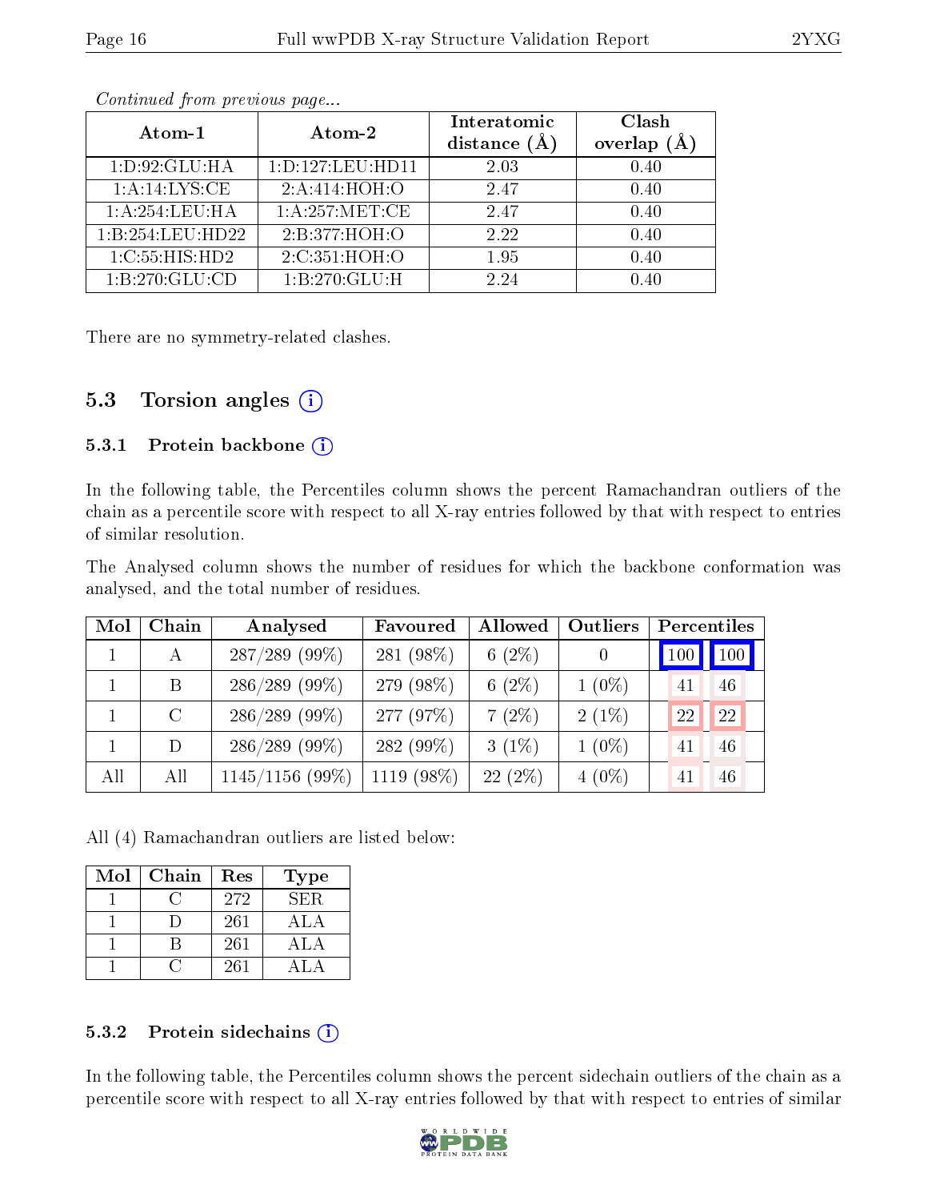*Continued from previous page...*

| Atom-1 | Atom-2 | Interatomic distance (Å) | Clash overlap (Å) |
|---|---|---|---|
| 1:D:92:GLU:HA | 1:D:127:LEU:HD11 | 2.03 | 0.40 |
| 1:A:14:LYS:CE | 2:A:414:HOH:O | 2.47 | 0.40 |
| 1:A:254:LEU:HA | 1:A:257:MET:CE | 2.47 | 0.40 |
| 1:B:254:LEU:HD22 | 2:B:377:HOH:O | 2.22 | 0.40 |
| 1:C:55:HIS:HD2 | 2:C:351:HOH:O | 1.95 | 0.40 |
| 1:B:270:GLU:CD | 1:B:270:GLU:H | 2.24 | 0.40 |

There are no symmetry-related clashes.

## 5.3 Torsion angles

### 5.3.1 Protein backbone

In the following table, the Percentiles column shows the percent Ramachandran outliers of the chain as a percentile score with respect to all X-ray entries followed by that with respect to entries of similar resolution.

The Analysed column shows the number of residues for which the backbone conformation was analysed, and the total number of residues.

| Mol | Chain | Analysed | Favoured | Allowed | Outliers | Percentiles | |
|---|---|---|---|---|---|---|---|
| 1 | A | 287/289 (99%) | 281 (98%) | 6 (2%) | 0 | 100 | 100 |
| 1 | B | 286/289 (99%) | 279 (98%) | 6 (2%) | 1 (0%) | 41 | 46 |
| 1 | C | 286/289 (99%) | 277 (97%) | 7 (2%) | 2 (1%) | 22 | 22 |
| 1 | D | 286/289 (99%) | 282 (99%) | 3 (1%) | 1 (0%) | 41 | 46 |
| All | All | 1145/1156 (99%) | 1119 (98%) | 22 (2%) | 4 (0%) | 41 | 46 |

All (4) Ramachandran outliers are listed below:

| Mol | Chain | Res | Type |
|---|---|---|---|
| 1 | C | 272 | SER |
| 1 | D | 261 | ALA |
| 1 | B | 261 | ALA |
| 1 | C | 261 | ALA |

### 5.3.2 Protein sidechains

In the following table, the Percentiles column shows the percent sidechain outliers of the chain as a percentile score with respect to all X-ray entries followed by that with respect to entries of similar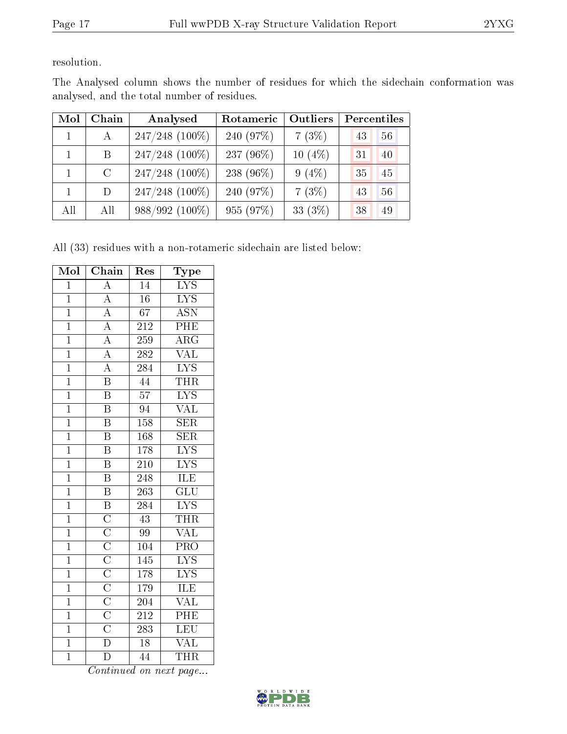resolution.

The Analysed column shows the number of residues for which the sidechain conformation was analysed, and the total number of residues.

| Mol | Chain | Analysed | Rotameric | Outliers | Percentiles | |
|---|---|---|---|---|---|---|
| 1 | A | 247/248 (100%) | 240 (97%) | 7 (3%) | 43 | 56 |
| 1 | B | 247/248 (100%) | 237 (96%) | 10 (4%) | 31 | 40 |
| 1 | C | 247/248 (100%) | 238 (96%) | 9 (4%) | 35 | 45 |
| 1 | D | 247/248 (100%) | 240 (97%) | 7 (3%) | 43 | 56 |
| All | All | 988/992 (100%) | 955 (97%) | 33 (3%) | 38 | 49 |

All (33) residues with a non-rotameric sidechain are listed below:

| Mol | Chain | Res | Type |
|---|---|---|---|
| 1 | A | 14 | LYS |
| 1 | A | 16 | LYS |
| 1 | A | 67 | ASN |
| 1 | A | 212 | PHE |
| 1 | A | 259 | ARG |
| 1 | A | 282 | VAL |
| 1 | A | 284 | LYS |
| 1 | B | 44 | THR |
| 1 | B | 57 | LYS |
| 1 | B | 94 | VAL |
| 1 | B | 158 | SER |
| 1 | B | 168 | SER |
| 1 | B | 178 | LYS |
| 1 | B | 210 | LYS |
| 1 | B | 248 | ILE |
| 1 | B | 263 | GLU |
| 1 | B | 284 | LYS |
| 1 | C | 43 | THR |
| 1 | C | 99 | VAL |
| 1 | C | 104 | PRO |
| 1 | C | 145 | LYS |
| 1 | C | 178 | LYS |
| 1 | C | 179 | ILE |
| 1 | C | 204 | VAL |
| 1 | C | 212 | PHE |
| 1 | C | 283 | LEU |
| 1 | D | 18 | VAL |
| 1 | D | 44 | THR |

*Continued on next page...*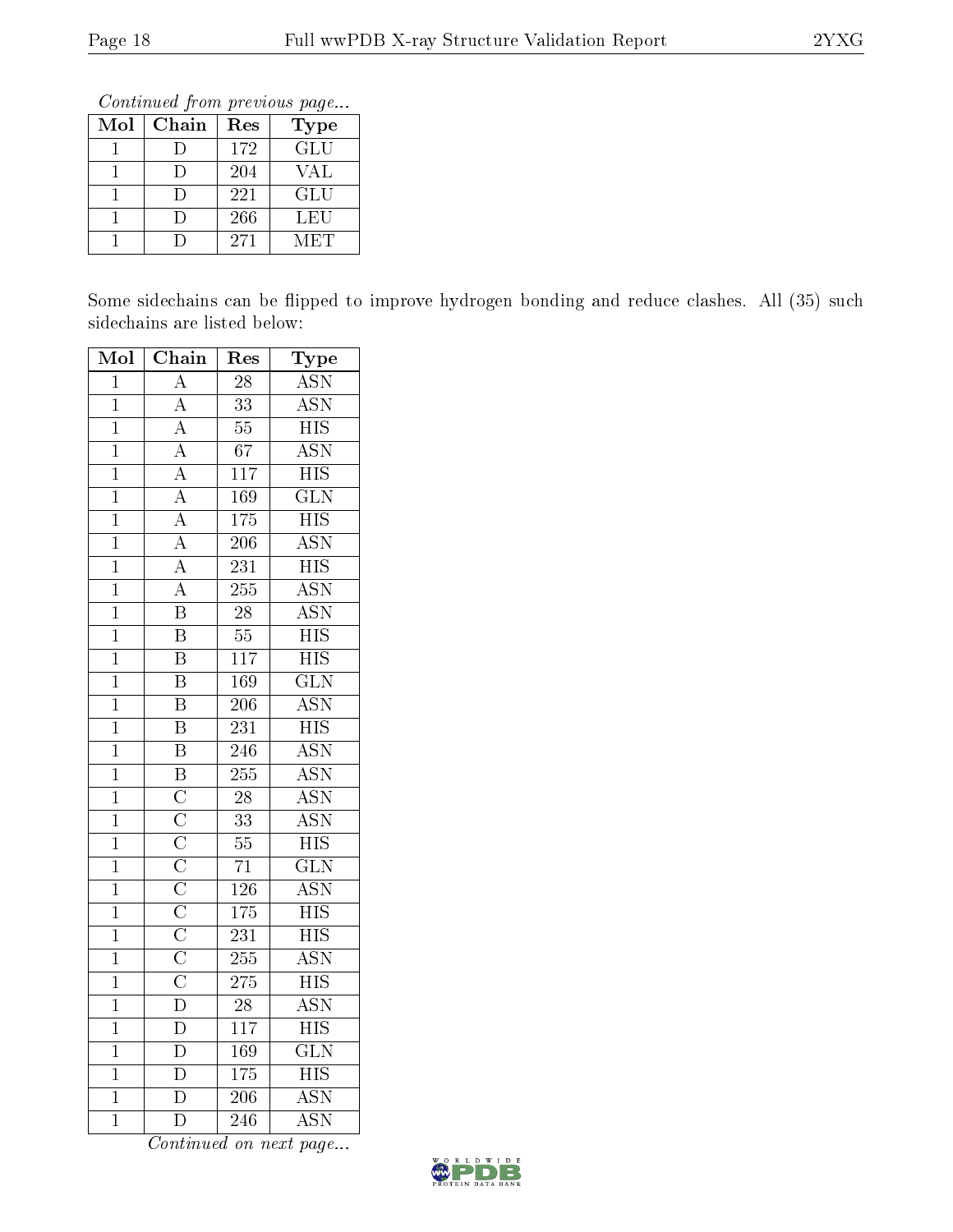*Continued from previous page...*

| Mol | Chain | Res | Type |
|---|---|---|---|
| 1 | D | 172 | GLU |
| 1 | D | 204 | VAL |
| 1 | D | 221 | GLU |
| 1 | D | 266 | LEU |
| 1 | D | 271 | MET |

Some sidechains can be flipped to improve hydrogen bonding and reduce clashes. All (35) such sidechains are listed below:

| Mol | Chain | Res | Type |
|---|---|---|---|
| 1 | A | 28 | ASN |
| 1 | A | 33 | ASN |
| 1 | A | 55 | HIS |
| 1 | A | 67 | ASN |
| 1 | A | 117 | HIS |
| 1 | A | 169 | GLN |
| 1 | A | 175 | HIS |
| 1 | A | 206 | ASN |
| 1 | A | 231 | HIS |
| 1 | A | 255 | ASN |
| 1 | B | 28 | ASN |
| 1 | B | 55 | HIS |
| 1 | B | 117 | HIS |
| 1 | B | 169 | GLN |
| 1 | B | 206 | ASN |
| 1 | B | 231 | HIS |
| 1 | B | 246 | ASN |
| 1 | B | 255 | ASN |
| 1 | C | 28 | ASN |
| 1 | C | 33 | ASN |
| 1 | C | 55 | HIS |
| 1 | C | 71 | GLN |
| 1 | C | 126 | ASN |
| 1 | C | 175 | HIS |
| 1 | C | 231 | HIS |
| 1 | C | 255 | ASN |
| 1 | C | 275 | HIS |
| 1 | D | 28 | ASN |
| 1 | D | 117 | HIS |
| 1 | D | 169 | GLN |
| 1 | D | 175 | HIS |
| 1 | D | 206 | ASN |
| 1 | D | 246 | ASN |

*Continued on next page...*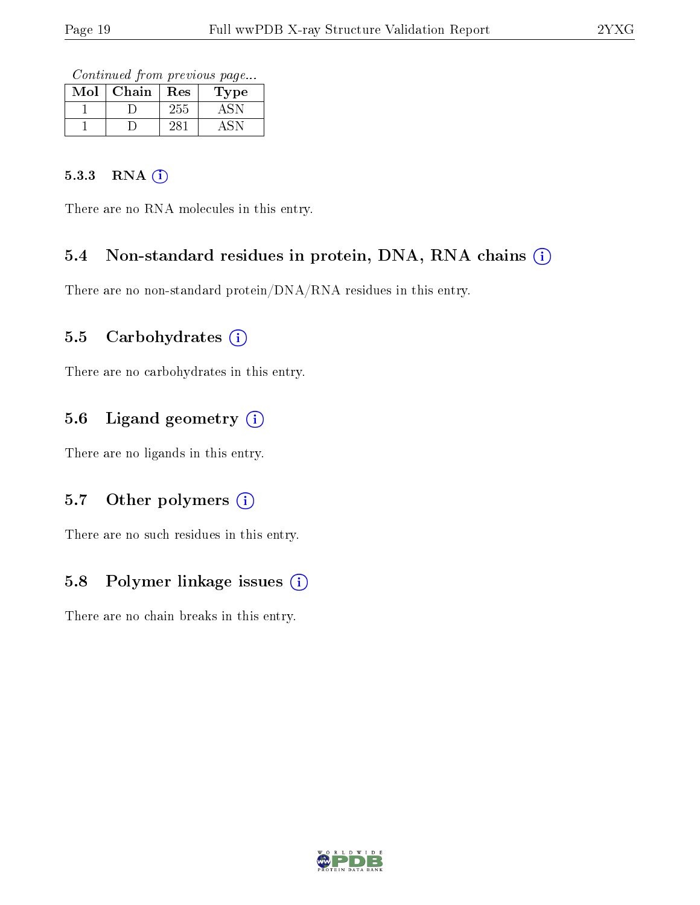*Continued from previous page...*

| Mol | Chain | Res | Type |
|---|---|---|---|
| 1 | D | 255 | ASN |
| 1 | D | 281 | ASN |

#### 5.3.3 RNA

There are no RNA molecules in this entry.

### 5.4 Non-standard residues in protein, DNA, RNA chains

There are no non-standard protein/DNA/RNA residues in this entry.

### 5.5 Carbohydrates

There are no carbohydrates in this entry.

### 5.6 Ligand geometry

There are no ligands in this entry.

### 5.7 Other polymers

There are no such residues in this entry.

### 5.8 Polymer linkage issues

There are no chain breaks in this entry.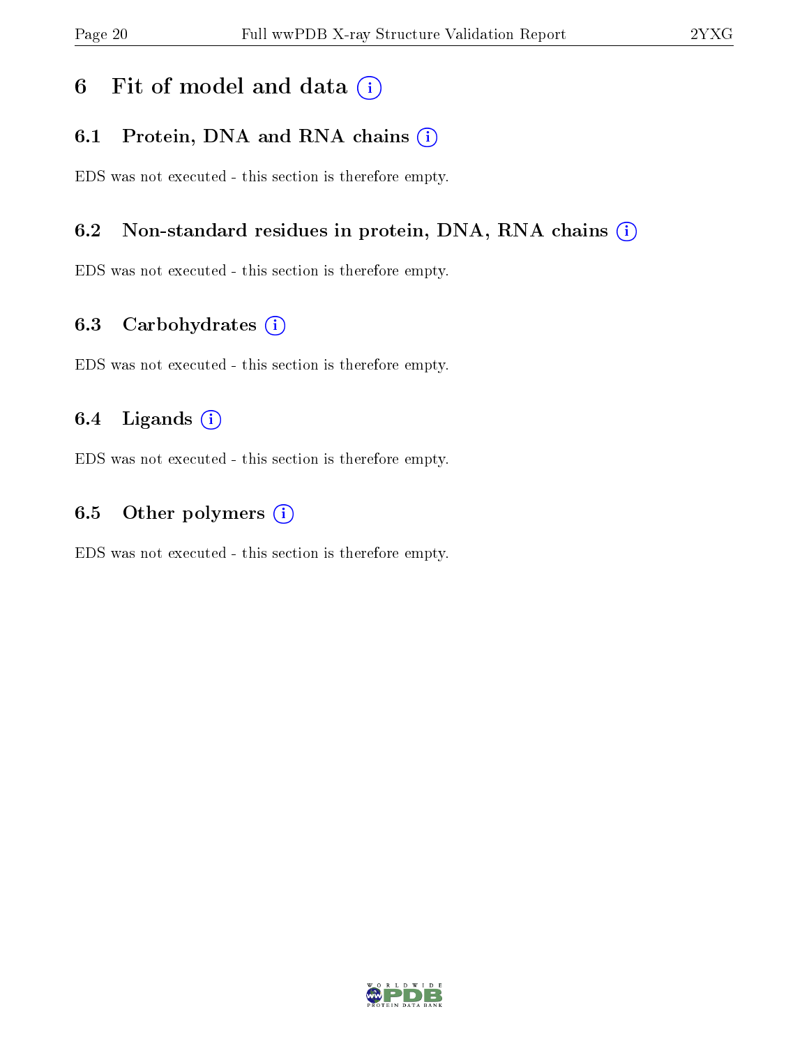# 6 Fit of model and data

## 6.1 Protein, DNA and RNA chains

EDS was not executed - this section is therefore empty.

## 6.2 Non-standard residues in protein, DNA, RNA chains

EDS was not executed - this section is therefore empty.

## 6.3 Carbohydrates

EDS was not executed - this section is therefore empty.

## 6.4 Ligands

EDS was not executed - this section is therefore empty.

## 6.5 Other polymers

EDS was not executed - this section is therefore empty.